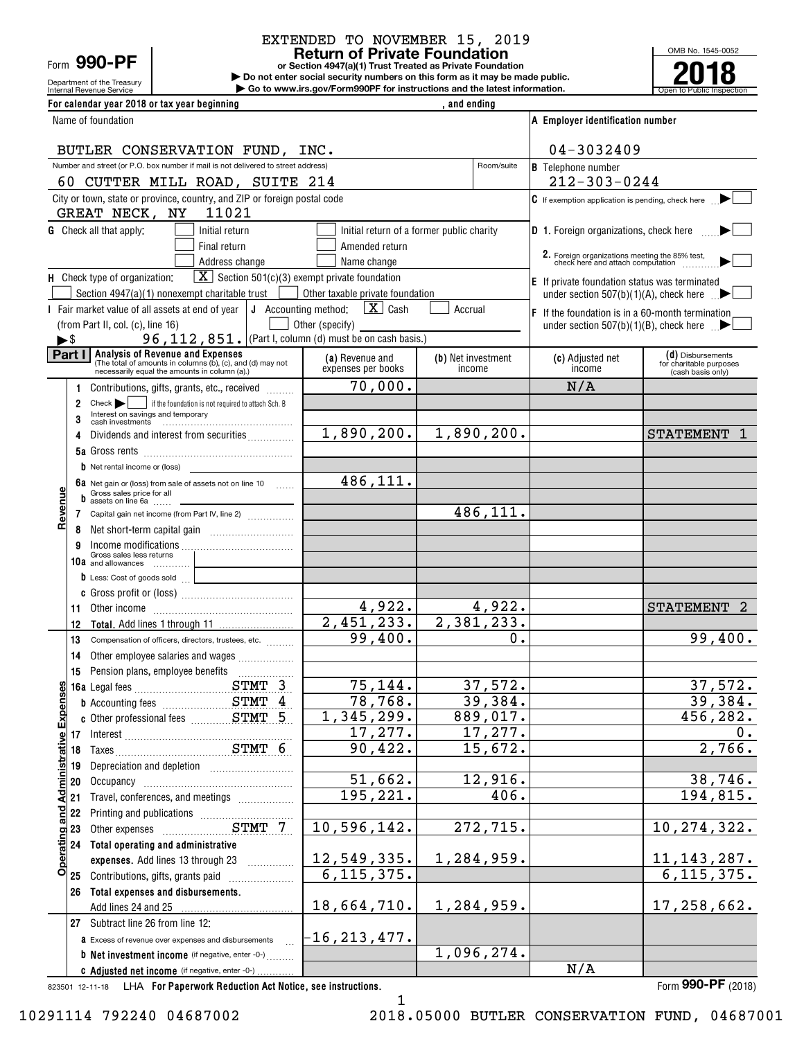EXTENDED TO NOVEMBER 15, 2019

Form **990-PF**

Department of the Treasury
Internal Revenue Service

# Return of Private Foundation

**or Section 4947(a)(1) Trust Treated as Private Foundation**

▶ Do not enter social security numbers on this form as it may be made public.
▶ Go to www.irs.gov/Form990PF for instructions and the latest information.

OMB No. 1545-0052

**2018**

Open to Public Inspection

For calendar year 2018 or tax year beginning , and ending

| Name of foundation | A Employer identification number |
|---|---|
| BUTLER CONSERVATION FUND, INC. | 04-3032409 |
| Number and street (or P.O. box number if mail is not delivered to street address) Room/suite | B Telephone number |
| 60 CUTTER MILL ROAD, SUITE 214 | 212-303-0244 |
| City or town, state or province, country, and ZIP or foreign postal code | C If exemption application is pending, check here ▶ ☐ |
| GREAT NECK, NY 11021 | |

G Check all that apply: ☐ Initial return ☐ Initial return of a former public charity ☐ Final return ☐ Amended return ☐ Address change ☐ Name change

D 1. Foreign organizations, check here ▶ ☐
2. Foreign organizations meeting the 85% test, check here and attach computation ▶ ☐

H Check type of organization: ☒ Section 501(c)(3) exempt private foundation ☐ Section 4947(a)(1) nonexempt charitable trust ☐ Other taxable private foundation

E If private foundation status was terminated under section 507(b)(1)(A), check here ▶ ☐

I Fair market value of all assets at end of year (from Part II, col. (c), line 16) ▶$ 96,112,851.

J Accounting method: ☒ Cash ☐ Accrual ☐ Other (specify) (Part I, column (d) must be on cash basis.)

F If the foundation is in a 60-month termination under section 507(b)(1)(B), check here ▶ ☐

**Part I Analysis of Revenue and Expenses** (The total of amounts in columns (b), (c), and (d) may not necessarily equal the amounts in column (a).)

| | | (a) Revenue and expenses per books | (b) Net investment income | (c) Adjusted net income | (d) Disbursements for charitable purposes (cash basis only) |
|---|---|---|---|---|---|
| Revenue | 1 Contributions, gifts, grants, etc., received | 70,000. | | N/A | |
| | 2 Check ▶ ☐ if the foundation is not required to attach Sch. B | | | | |
| | 3 Interest on savings and temporary cash investments | | | | |
| | 4 Dividends and interest from securities | 1,890,200. | 1,890,200. | | STATEMENT 1 |
| | 5a Gross rents | | | | |
| | b Net rental income or (loss) | | | | |
| | 6a Net gain or (loss) from sale of assets not on line 10 | 486,111. | | | |
| | b Gross sales price for all assets on line 6a | | | | |
| | 7 Capital gain net income (from Part IV, line 2) | | 486,111. | | |
| | 8 Net short-term capital gain | | | | |
| | 9 Income modifications | | | | |
| | 10a Gross sales less returns and allowances | | | | |
| | b Less: Cost of goods sold | | | | |
| | c Gross profit or (loss) | | | | |
| | 11 Other income | 4,922. | 4,922. | | STATEMENT 2 |
| | 12 **Total.** Add lines 1 through 11 | 2,451,233. | 2,381,233. | | |
| Operating and Administrative Expenses | 13 Compensation of officers, directors, trustees, etc. | 99,400. | 0. | | 99,400. |
| | 14 Other employee salaries and wages | | | | |
| | 15 Pension plans, employee benefits | | | | |
| | 16a Legal fees STMT 3 | 75,144. | 37,572. | | 37,572. |
| | b Accounting fees STMT 4 | 78,768. | 39,384. | | 39,384. |
| | c Other professional fees STMT 5 | 1,345,299. | 889,017. | | 456,282. |
| | 17 Interest | 17,277. | 17,277. | | 0. |
| | 18 Taxes STMT 6 | 90,422. | 15,672. | | 2,766. |
| | 19 Depreciation and depletion | | | | |
| | 20 Occupancy | 51,662. | 12,916. | | 38,746. |
| | 21 Travel, conferences, and meetings | 195,221. | 406. | | 194,815. |
| | 22 Printing and publications | | | | |
| | 23 Other expenses STMT 7 | 10,596,142. | 272,715. | | 10,274,322. |
| | 24 **Total operating and administrative expenses.** Add lines 13 through 23 | 12,549,335. | 1,284,959. | | 11,143,287. |
| | 25 Contributions, gifts, grants paid | 6,115,375. | | | 6,115,375. |
| | 26 **Total expenses and disbursements.** Add lines 24 and 25 | 18,664,710. | 1,284,959. | | 17,258,662. |
| | 27 Subtract line 26 from line 12: | | | | |
| | a Excess of revenue over expenses and disbursements | -16,213,477. | | | |
| | b **Net investment income** (if negative, enter -0-) | | 1,096,274. | | |
| | c **Adjusted net income** (if negative, enter -0-) | | | N/A | |

823501 12-11-18 LHA For Paperwork Reduction Act Notice, see instructions. Form **990-PF** (2018)

10291114 792240 04687002 2018.05000 BUTLER CONSERVATION FUND, 04687001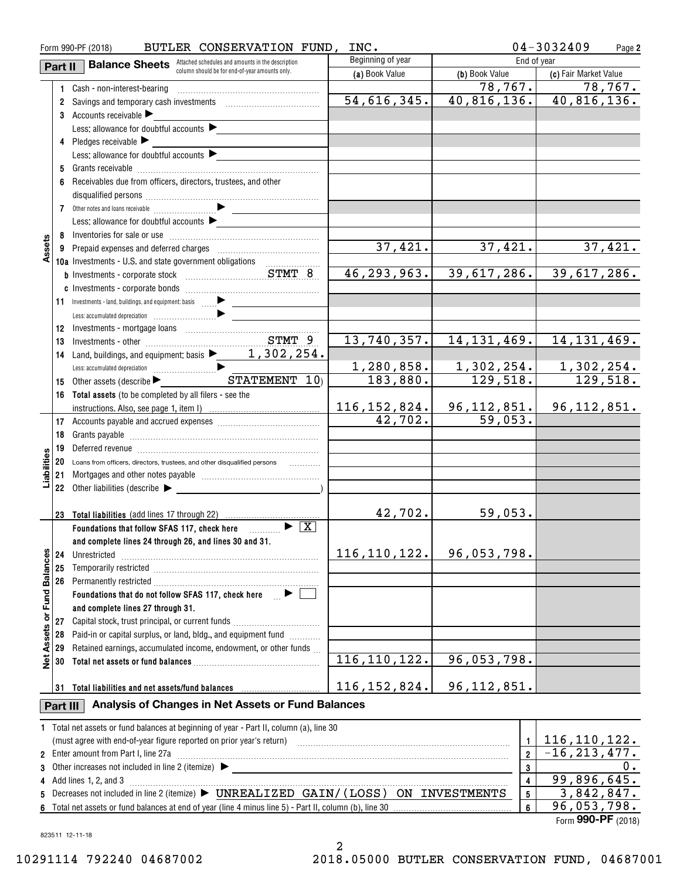Form 990-PF (2018) BUTLER CONSERVATION FUND, INC. 04-3032409

## Part II Balance Sheets

Attached schedules and amounts in the description column should be for end-of-year amounts only.

| | | | Beginning of year | End of year | |
|---|---|---|---|---|---|
| | | | (a) Book Value | (b) Book Value | (c) Fair Market Value |
| Assets | 1 | Cash - non-interest-bearing | | 78,767. | 78,767. |
| | 2 | Savings and temporary cash investments | 54,616,345. | 40,816,136. | 40,816,136. |
| | 3 | Accounts receivable ▶ | | | |
| | | Less: allowance for doubtful accounts ▶ | | | |
| | 4 | Pledges receivable ▶ | | | |
| | | Less: allowance for doubtful accounts ▶ | | | |
| | 5 | Grants receivable | | | |
| | 6 | Receivables due from officers, directors, trustees, and other disqualified persons | | | |
| | 7 | Other notes and loans receivable ▶ | | | |
| | | Less: allowance for doubtful accounts ▶ | | | |
| | 8 | Inventories for sale or use | | | |
| | 9 | Prepaid expenses and deferred charges | 37,421. | 37,421. | 37,421. |
| | 10a | Investments - U.S. and state government obligations | | | |
| | b | Investments - corporate stock STMT 8 | 46,293,963. | 39,617,286. | 39,617,286. |
| | c | Investments - corporate bonds | | | |
| | 11 | Investments - land, buildings, and equipment: basis ▶ | | | |
| | | Less: accumulated depreciation ▶ | | | |
| | 12 | Investments - mortgage loans | | | |
| | 13 | Investments - other STMT 9 | 13,740,357. | 14,131,469. | 14,131,469. |
| | 14 | Land, buildings, and equipment: basis ▶ 1,302,254. | | | |
| | | Less: accumulated depreciation ▶ | 1,280,858. | 1,302,254. | 1,302,254. |
| | 15 | Other assets (describe ▶ STATEMENT 10) | 183,880. | 129,518. | 129,518. |
| | 16 | **Total assets** (to be completed by all filers - see the instructions. Also, see page 1, item I) | 116,152,824. | 96,112,851. | 96,112,851. |
| Liabilities | 17 | Accounts payable and accrued expenses | 42,702. | 59,053. | |
| | 18 | Grants payable | | | |
| | 19 | Deferred revenue | | | |
| | 20 | Loans from officers, directors, trustees, and other disqualified persons | | | |
| | 21 | Mortgages and other notes payable | | | |
| | 22 | Other liabilities (describe ▶ ) | | | |
| | 23 | **Total liabilities** (add lines 17 through 22) | 42,702. | 59,053. | |
| Net Assets or Fund Balances | | **Foundations that follow SFAS 117, check here** ▶ [X] **and complete lines 24 through 26, and lines 30 and 31.** | | | |
| | 24 | Unrestricted | 116,110,122. | 96,053,798. | |
| | 25 | Temporarily restricted | | | |
| | 26 | Permanently restricted | | | |
| | | **Foundations that do not follow SFAS 117, check here** ▶ [ ] **and complete lines 27 through 31.** | | | |
| | 27 | Capital stock, trust principal, or current funds | | | |
| | 28 | Paid-in or capital surplus, or land, bldg., and equipment fund | | | |
| | 29 | Retained earnings, accumulated income, endowment, or other funds | | | |
| | 30 | **Total net assets or fund balances** | 116,110,122. | 96,053,798. | |
| | 31 | **Total liabilities and net assets/fund balances** | 116,152,824. | 96,112,851. | |

## Part III Analysis of Changes in Net Assets or Fund Balances

| | | | |
|---|---|---|---|
| 1 | Total net assets or fund balances at beginning of year - Part II, column (a), line 30 (must agree with end-of-year figure reported on prior year's return) | 1 | 116,110,122. |
| 2 | Enter amount from Part I, line 27a | 2 | -16,213,477. |
| 3 | Other increases not included in line 2 (itemize) ▶ | 3 | 0. |
| 4 | Add lines 1, 2, and 3 | 4 | 99,896,645. |
| 5 | Decreases not included in line 2 (itemize) ▶ UNREALIZED GAIN/(LOSS) ON INVESTMENTS | 5 | 3,842,847. |
| 6 | Total net assets or fund balances at end of year (line 4 minus line 5) - Part II, column (b), line 30 | 6 | 96,053,798. |

Form **990-PF** (2018)

823511 12-11-18

10291114 792240 04687002 2018.05000 BUTLER CONSERVATION FUND, 04687001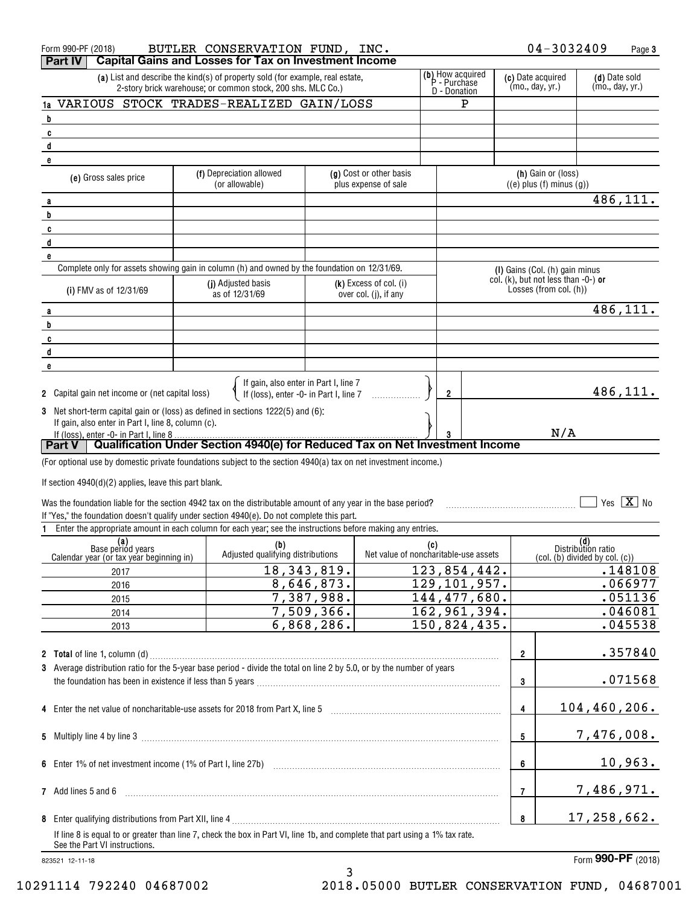Form 990-PF (2018) BUTLER CONSERVATION FUND, INC. 04-3032409 Page 3

## Part IV Capital Gains and Losses for Tax on Investment Income

| | (a) List and describe the kind(s) of property sold (for example, real estate, 2-story brick warehouse; or common stock, 200 shs. MLC Co.) | (b) How acquired P - Purchase D - Donation | (c) Date acquired (mo., day, yr.) | (d) Date sold (mo., day, yr.) |
|---|---|---|---|---|
| 1a | VARIOUS STOCK TRADES-REALIZED GAIN/LOSS | P | | |
| b | | | | |
| c | | | | |
| d | | | | |
| e | | | | |

| | (e) Gross sales price | (f) Depreciation allowed (or allowable) | (g) Cost or other basis plus expense of sale | (h) Gain or (loss) ((e) plus (f) minus (g)) |
|---|---|---|---|---|
| a | | | | 486,111. |
| b | | | | |
| c | | | | |
| d | | | | |
| e | | | | |

Complete only for assets showing gain in column (h) and owned by the foundation on 12/31/69.

| | (i) FMV as of 12/31/69 | (j) Adjusted basis as of 12/31/69 | (k) Excess of col. (i) over col. (j), if any | (l) Gains (Col. (h) gain minus col. (k), but not less than -0-) or Losses (from col. (h)) |
|---|---|---|---|---|
| a | | | | 486,111. |
| b | | | | |
| c | | | | |
| d | | | | |
| e | | | | |

2 Capital gain net income or (net capital loss) { If gain, also enter in Part I, line 7 / If (loss), enter -0- in Part I, line 7 } — 2 — 486,111.

3 Net short-term capital gain or (loss) as defined in sections 1222(5) and (6): If gain, also enter in Part I, line 8, column (c). If (loss), enter -0- in Part I, line 8 — 3 — N/A

## Part V Qualification Under Section 4940(e) for Reduced Tax on Net Investment Income

(For optional use by domestic private foundations subject to the section 4940(a) tax on net investment income.)

If section 4940(d)(2) applies, leave this part blank.

Was the foundation liable for the section 4942 tax on the distributable amount of any year in the base period? ☐ Yes ☒ No

If "Yes," the foundation doesn't qualify under section 4940(e). Do not complete this part.

1 Enter the appropriate amount in each column for each year; see the instructions before making any entries.

| (a) Base period years Calendar year (or tax year beginning in) | (b) Adjusted qualifying distributions | (c) Net value of noncharitable-use assets | (d) Distribution ratio (col. (b) divided by col. (c)) |
|---|---|---|---|
| 2017 | 18,343,819. | 123,854,442. | .148108 |
| 2016 | 8,646,873. | 129,101,957. | .066977 |
| 2015 | 7,387,988. | 144,477,680. | .051136 |
| 2014 | 7,509,366. | 162,961,394. | .046081 |
| 2013 | 6,868,286. | 150,824,435. | .045538 |

| | | | |
|---|---|---|---|
| 2 | **Total** of line 1, column (d) | 2 | .357840 |
| 3 | Average distribution ratio for the 5-year base period - divide the total on line 2 by 5.0, or by the number of years the foundation has been in existence if less than 5 years | 3 | .071568 |
| 4 | Enter the net value of noncharitable-use assets for 2018 from Part X, line 5 | 4 | 104,460,206. |
| 5 | Multiply line 4 by line 3 | 5 | 7,476,008. |
| 6 | Enter 1% of net investment income (1% of Part I, line 27b) | 6 | 10,963. |
| 7 | Add lines 5 and 6 | 7 | 7,486,971. |
| 8 | Enter qualifying distributions from Part XII, line 4 | 8 | 17,258,662. |

If line 8 is equal to or greater than line 7, check the box in Part VI, line 1b, and complete that part using a 1% tax rate. See the Part VI instructions.

823521 12-11-18 Form 990-PF (2018)

10291114 792240 04687002 2018.05000 BUTLER CONSERVATION FUND, 04687001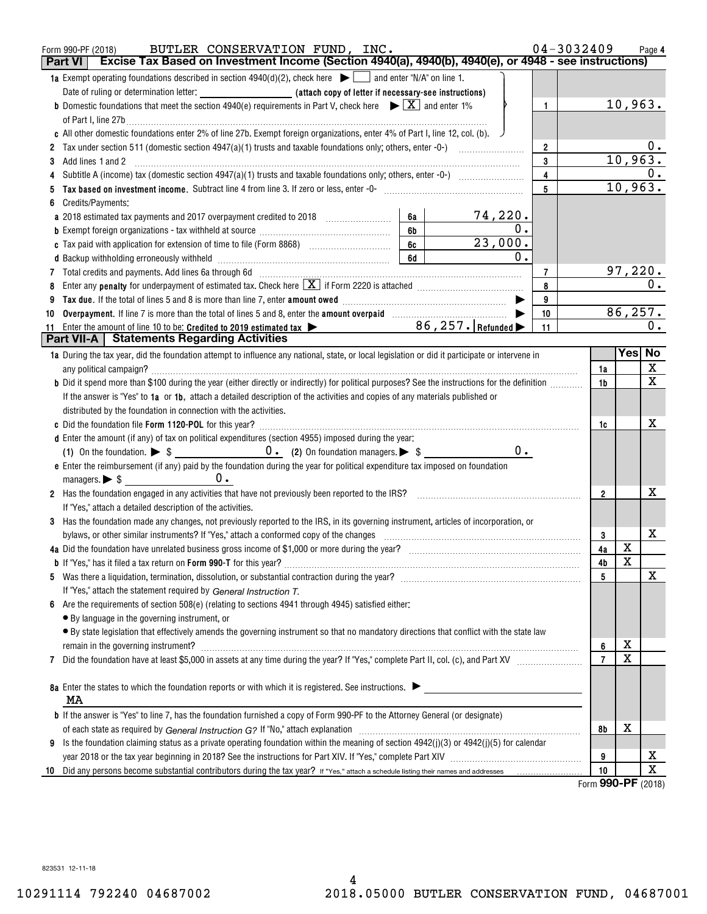Form 990-PF (2018) BUTLER CONSERVATION FUND, INC. 04-3032409 Page 4

## Part VI Excise Tax Based on Investment Income (Section 4940(a), 4940(b), 4940(e), or 4948 - see instructions)

| | | | | |
|---|---|---|---|---|
| **1a** Exempt operating foundations described in section 4940(d)(2), check here ▶ ☐ and enter "N/A" on line 1. Date of ruling or determination letter: ______ (attach copy of letter if necessary-see instructions) | | | | |
| **b** Domestic foundations that meet the section 4940(e) requirements in Part V, check here ▶ ☒ and enter 1% of Part I, line 27b | | | 1 | 10,963. |
| **c** All other domestic foundations enter 2% of line 27b. Exempt foreign organizations, enter 4% of Part I, line 12, col. (b). | | | | |
| **2** Tax under section 511 (domestic section 4947(a)(1) trusts and taxable foundations only; others, enter -0-) | | | 2 | 0. |
| **3** Add lines 1 and 2 | | | 3 | 10,963. |
| **4** Subtitle A (income) tax (domestic section 4947(a)(1) trusts and taxable foundations only; others, enter -0-) | | | 4 | 0. |
| **5** **Tax based on investment income.** Subtract line 4 from line 3. If zero or less, enter -0- | | | 5 | 10,963. |
| **6** Credits/Payments: | | | | |
| **a** 2018 estimated tax payments and 2017 overpayment credited to 2018 | 6a | 74,220. | | |
| **b** Exempt foreign organizations - tax withheld at source | 6b | 0. | | |
| **c** Tax paid with application for extension of time to file (Form 8868) | 6c | 23,000. | | |
| **d** Backup withholding erroneously withheld | 6d | 0. | | |
| **7** Total credits and payments. Add lines 6a through 6d | | | 7 | 97,220. |
| **8** Enter any **penalty** for underpayment of estimated tax. Check here ☒ if Form 2220 is attached | | | 8 | 0. |
| **9** **Tax due.** If the total of lines 5 and 8 is more than line 7, enter **amount owed** ▶ | | | 9 | |
| **10** **Overpayment.** If line 7 is more than the total of lines 5 and 8, enter the **amount overpaid** ▶ | | | 10 | 86,257. |
| **11** Enter the amount of line 10 to be: **Credited to 2019 estimated tax** ▶ 86,257. **Refunded** ▶ | | | 11 | 0. |

## Part VII-A Statements Regarding Activities

| | | Yes | No |
|---|---|---|---|
| **1a** During the tax year, did the foundation attempt to influence any national, state, or local legislation or did it participate or intervene in any political campaign? | 1a | | X |
| **b** Did it spend more than $100 during the year (either directly or indirectly) for political purposes? See the instructions for the definition | 1b | | X |
| If the answer is "Yes" to **1a** or **1b**, attach a detailed description of the activities and copies of any materials published or distributed by the foundation in connection with the activities. | | | |
| **c** Did the foundation file **Form 1120-POL** for this year? | 1c | | X |
| **d** Enter the amount (if any) of tax on political expenditures (section 4955) imposed during the year: (1) On the foundation. ▶ $ 0. (2) On foundation managers. ▶ $ 0. | | | |
| **e** Enter the reimbursement (if any) paid by the foundation during the year for political expenditure tax imposed on foundation managers. ▶ $ 0. | | | |
| **2** Has the foundation engaged in any activities that have not previously been reported to the IRS? If "Yes," attach a detailed description of the activities. | 2 | | X |
| **3** Has the foundation made any changes, not previously reported to the IRS, in its governing instrument, articles of incorporation, or bylaws, or other similar instruments? If "Yes," attach a conformed copy of the changes | 3 | | X |
| **4a** Did the foundation have unrelated business gross income of $1,000 or more during the year? | 4a | X | |
| **b** If "Yes," has it filed a tax return on **Form 990-T** for this year? | 4b | X | |
| **5** Was there a liquidation, termination, dissolution, or substantial contraction during the year? If "Yes," attach the statement required by *General Instruction T.* | 5 | | X |
| **6** Are the requirements of section 508(e) (relating to sections 4941 through 4945) satisfied either: • By language in the governing instrument, or • By state legislation that effectively amends the governing instrument so that no mandatory directions that conflict with the state law remain in the governing instrument? | 6 | X | |
| **7** Did the foundation have at least $5,000 in assets at any time during the year? If "Yes," complete Part II, col. (c), and Part XV | 7 | X | |
| **8a** Enter the states to which the foundation reports or with which it is registered. See instructions. ▶ MA | | | |
| **b** If the answer is "Yes" to line 7, has the foundation furnished a copy of Form 990-PF to the Attorney General (or designate) of each state as required by *General Instruction G?* If "No," attach explanation | 8b | X | |
| **9** Is the foundation claiming status as a private operating foundation within the meaning of section 4942(j)(3) or 4942(j)(5) for calendar year 2018 or the tax year beginning in 2018? See the instructions for Part XIV. If "Yes," complete Part XIV | 9 | | X |
| **10** Did any persons become substantial contributors during the tax year? If "Yes," attach a schedule listing their names and addresses | 10 | | X |

Form **990-PF** (2018)

823531 12-11-18

10291114 792240 04687002 2018.05000 BUTLER CONSERVATION FUND, 04687001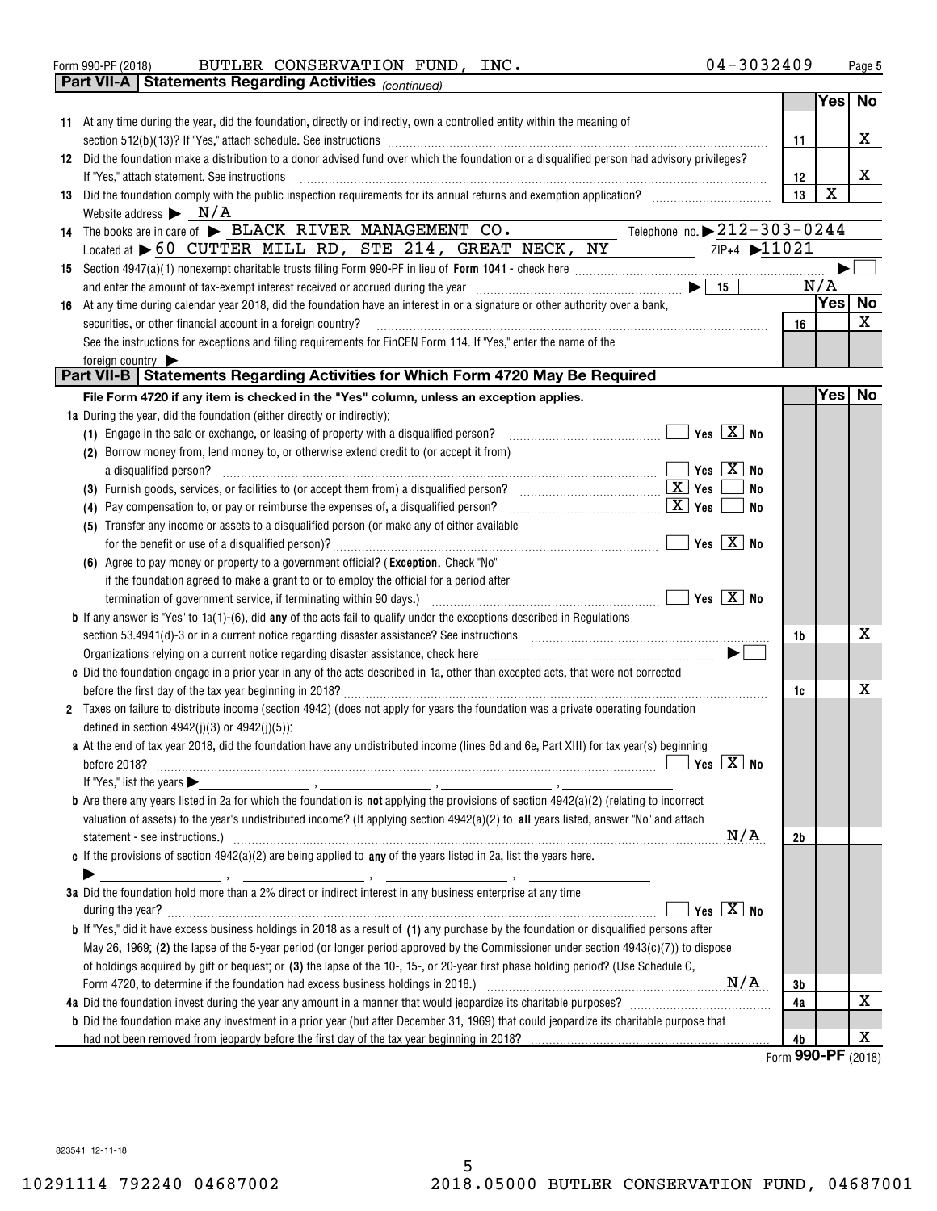Form 990-PF (2018) BUTLER CONSERVATION FUND, INC. 04-3032409

## Part VII-A Statements Regarding Activities *(continued)*

| | | | Yes | No |
|---|---|---|---|---|
| 11 | At any time during the year, did the foundation, directly or indirectly, own a controlled entity within the meaning of section 512(b)(13)? If "Yes," attach schedule. See instructions | 11 | | X |
| 12 | Did the foundation make a distribution to a donor advised fund over which the foundation or a disqualified person had advisory privileges? If "Yes," attach statement. See instructions | 12 | | X |
| 13 | Did the foundation comply with the public inspection requirements for its annual returns and exemption application? | 13 | X | |

Website address ▶ N/A

14 The books are in care of ▶ BLACK RIVER MANAGEMENT CO. Telephone no. ▶ 212-303-0244

Located at ▶ 60 CUTTER MILL RD, STE 214, GREAT NECK, NY ZIP+4 ▶ 11021

15 Section 4947(a)(1) nonexempt charitable trusts filing Form 990-PF in lieu of **Form 1041** - check here ▶ ☐

and enter the amount of tax-exempt interest received or accrued during the year ▶ 15 N/A

| | | | Yes | No |
|---|---|---|---|---|
| 16 | At any time during calendar year 2018, did the foundation have an interest in or a signature or other authority over a bank, securities, or other financial account in a foreign country? | 16 | | X |

See the instructions for exceptions and filing requirements for FinCEN Form 114. If "Yes," enter the name of the foreign country ▶

## Part VII-B Statements Regarding Activities for Which Form 4720 May Be Required

**File Form 4720 if any item is checked in the "Yes" column, unless an exception applies.**

| | | | Yes | No |
|---|---|---|---|---|
| **1a** | During the year, did the foundation (either directly or indirectly): | | | |
| | (1) Engage in the sale or exchange, or leasing of property with a disqualified person? ☐ Yes ☒ No | | | |
| | (2) Borrow money from, lend money to, or otherwise extend credit to (or accept it from) a disqualified person? ☐ Yes ☒ No | | | |
| | (3) Furnish goods, services, or facilities to (or accept them from) a disqualified person? ☒ Yes ☐ No | | | |
| | (4) Pay compensation to, or pay or reimburse the expenses of, a disqualified person? ☒ Yes ☐ No | | | |
| | (5) Transfer any income or assets to a disqualified person (or make any of either available for the benefit or use of a disqualified person)? ☐ Yes ☒ No | | | |
| | (6) Agree to pay money or property to a government official? (**Exception.** Check "No" if the foundation agreed to make a grant to or to employ the official for a period after termination of government service, if terminating within 90 days.) ☐ Yes ☒ No | | | |
| **b** | If any answer is "Yes" to 1a(1)-(6), did **any** of the acts fail to qualify under the exceptions described in Regulations section 53.4941(d)-3 or in a current notice regarding disaster assistance? See instructions | 1b | | X |
| | Organizations relying on a current notice regarding disaster assistance, check here ▶ ☐ | | | |
| **c** | Did the foundation engage in a prior year in any of the acts described in 1a, other than excepted acts, that were not corrected before the first day of the tax year beginning in 2018? | 1c | | X |
| **2** | Taxes on failure to distribute income (section 4942) (does not apply for years the foundation was a private operating foundation defined in section 4942(j)(3) or 4942(j)(5)): | | | |
| **a** | At the end of tax year 2018, did the foundation have any undistributed income (lines 6d and 6e, Part XIII) for tax year(s) beginning before 2018? ☐ Yes ☒ No<br>If "Yes," list the years ▶ ___, ___, ___, ___ | | | |
| **b** | Are there any years listed in 2a for which the foundation is **not** applying the provisions of section 4942(a)(2) (relating to incorrect valuation of assets) to the year's undistributed income? (If applying section 4942(a)(2) to **all** years listed, answer "No" and attach statement - see instructions.) N/A | 2b | | |
| **c** | If the provisions of section 4942(a)(2) are being applied to **any** of the years listed in 2a, list the years here.<br>▶ ___, ___, ___, ___ | | | |
| **3a** | Did the foundation hold more than a 2% direct or indirect interest in any business enterprise at any time during the year? ☐ Yes ☒ No | | | |
| **b** | If "Yes," did it have excess business holdings in 2018 as a result of **(1)** any purchase by the foundation or disqualified persons after May 26, 1969; **(2)** the lapse of the 5-year period (or longer period approved by the Commissioner under section 4943(c)(7)) to dispose of holdings acquired by gift or bequest; or **(3)** the lapse of the 10-, 15-, or 20-year first phase holding period? (Use Schedule C, Form 4720, to determine if the foundation had excess business holdings in 2018.) N/A | 3b | | |
| **4a** | Did the foundation invest during the year any amount in a manner that would jeopardize its charitable purposes? | 4a | | X |
| **b** | Did the foundation make any investment in a prior year (but after December 31, 1969) that could jeopardize its charitable purpose that had not been removed from jeopardy before the first day of the tax year beginning in 2018? | 4b | | X |

Form **990-PF** (2018)

823541 12-11-18

10291114 792240 04687002 2018.05000 BUTLER CONSERVATION FUND, 04687001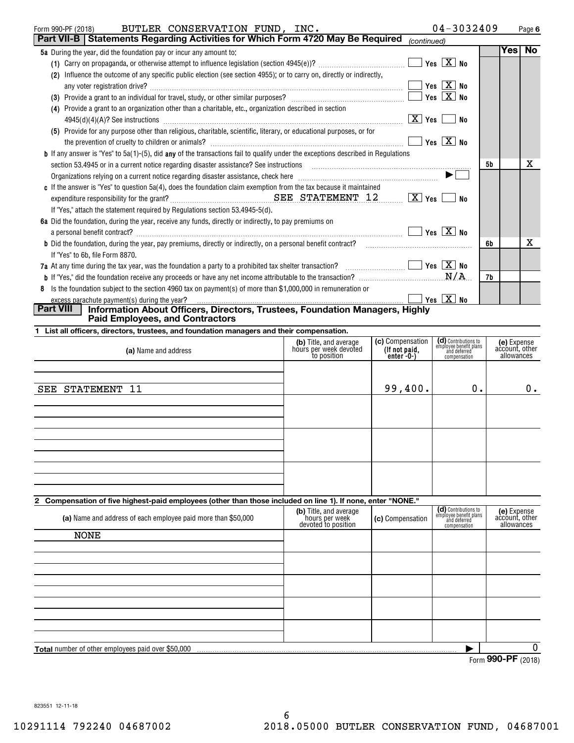Form 990-PF (2018) BUTLER CONSERVATION FUND, INC. 04-3032409 Page 6

## Part VII-B | Statements Regarding Activities for Which Form 4720 May Be Required *(continued)*

| | | | Yes | No |
|---|---|---|---|---|
| **5a** During the year, did the foundation pay or incur any amount to: | | | | |
| (1) Carry on propaganda, or otherwise attempt to influence legislation (section 4945(e))? | ☐ Yes ☒ No | | | |
| (2) Influence the outcome of any specific public election (see section 4955); or to carry on, directly or indirectly, any voter registration drive? | ☐ Yes ☒ No | | | |
| (3) Provide a grant to an individual for travel, study, or other similar purposes? | ☐ Yes ☒ No | | | |
| (4) Provide a grant to an organization other than a charitable, etc., organization described in section 4945(d)(4)(A)? See instructions | ☒ Yes ☐ No | | | |
| (5) Provide for any purpose other than religious, charitable, scientific, literary, or educational purposes, or for the prevention of cruelty to children or animals? | ☐ Yes ☒ No | | | |
| **b** If any answer is "Yes" to 5a(1)-(5), did **any** of the transactions fail to qualify under the exceptions described in Regulations section 53.4945 or in a current notice regarding disaster assistance? See instructions | | 5b | | X |
| Organizations relying on a current notice regarding disaster assistance, check here ▶ ☐ | | | | |
| **c** If the answer is "Yes" to question 5a(4), does the foundation claim exemption from the tax because it maintained expenditure responsibility for the grant? SEE STATEMENT 12 | ☒ Yes ☐ No | | | |
| If "Yes," attach the statement required by Regulations section 53.4945-5(d). | | | | |
| **6a** Did the foundation, during the year, receive any funds, directly or indirectly, to pay premiums on a personal benefit contract? | ☐ Yes ☒ No | | | |
| **b** Did the foundation, during the year, pay premiums, directly or indirectly, on a personal benefit contract? | | 6b | | X |
| If "Yes" to 6b, file Form 8870. | | | | |
| **7a** At any time during the tax year, was the foundation a party to a prohibited tax shelter transaction? | ☐ Yes ☒ No | | | |
| **b** If "Yes," did the foundation receive any proceeds or have any net income attributable to the transaction? N/A | | 7b | | |
| **8** Is the foundation subject to the section 4960 tax on payment(s) of more than $1,000,000 in remuneration or excess parachute payment(s) during the year? | ☐ Yes ☒ No | | | |

## Part VIII | Information About Officers, Directors, Trustees, Foundation Managers, Highly Paid Employees, and Contractors

**1 List all officers, directors, trustees, and foundation managers and their compensation.**

| (a) Name and address | (b) Title, and average hours per week devoted to position | (c) Compensation (If not paid, enter -0-) | (d) Contributions to employee benefit plans and deferred compensation | (e) Expense account, other allowances |
|---|---|---|---|---|
| SEE STATEMENT 11 | | 99,400. | 0. | 0. |

**2 Compensation of five highest-paid employees (other than those included on line 1). If none, enter "NONE."**

| (a) Name and address of each employee paid more than $50,000 | (b) Title, and average hours per week devoted to position | (c) Compensation | (d) Contributions to employee benefit plans and deferred compensation | (e) Expense account, other allowances |
|---|---|---|---|---|
| NONE | | | | |

**Total** number of other employees paid over $50,000 ▶ 0

Form **990-PF** (2018)

823551 12-11-18

10291114 792240 04687002 2018.05000 BUTLER CONSERVATION FUND, 04687001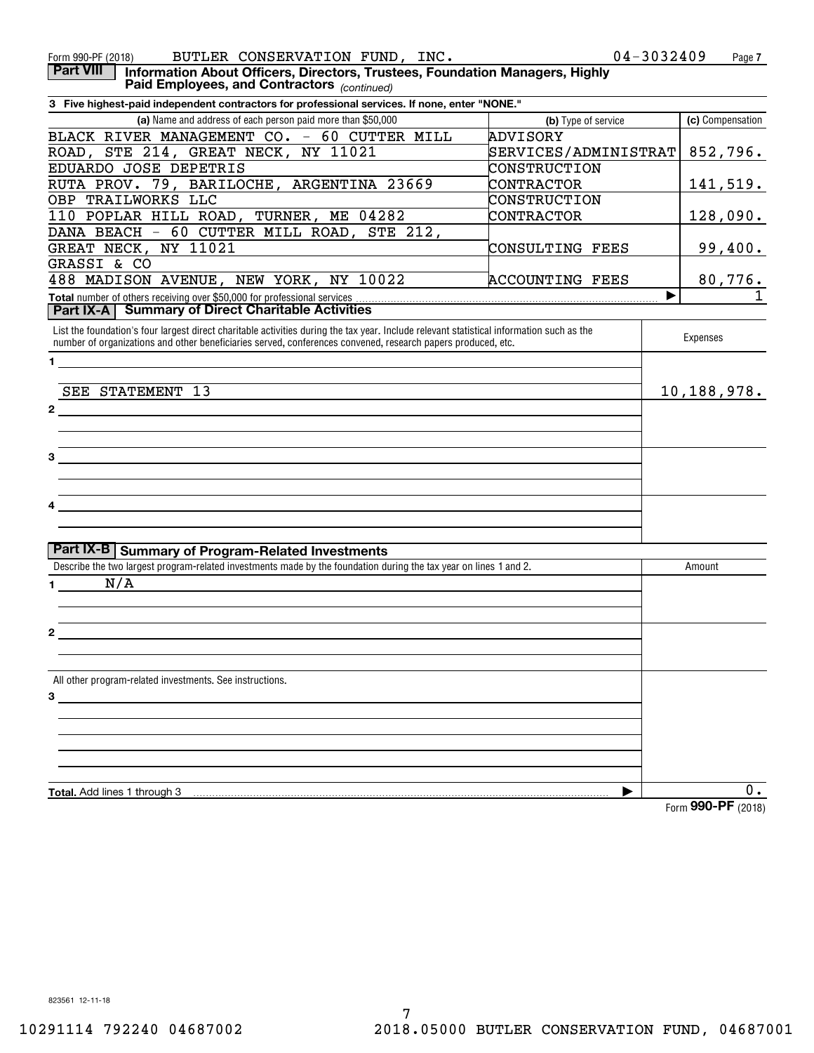Form 990-PF (2018) BUTLER CONSERVATION FUND, INC. 04-3032409

**Part VIII** **Information About Officers, Directors, Trustees, Foundation Managers, Highly Paid Employees, and Contractors** *(continued)*

**3 Five highest-paid independent contractors for professional services. If none, enter "NONE."**

| (a) Name and address of each person paid more than $50,000 | (b) Type of service | (c) Compensation |
|---|---|---|
| BLACK RIVER MANAGEMENT CO. - 60 CUTTER MILL ROAD, STE 214, GREAT NECK, NY 11021 | ADVISORY SERVICES/ADMINISTRAT | 852,796. |
| EDUARDO JOSE DEPETRIS RUTA PROV. 79, BARILOCHE, ARGENTINA 23669 | CONSTRUCTION CONTRACTOR | 141,519. |
| OBP TRAILWORKS LLC 110 POPLAR HILL ROAD, TURNER, ME 04282 | CONSTRUCTION CONTRACTOR | 128,090. |
| DANA BEACH - 60 CUTTER MILL ROAD, STE 212, GREAT NECK, NY 11021 | CONSULTING FEES | 99,400. |
| GRASSI & CO 488 MADISON AVENUE, NEW YORK, NY 10022 | ACCOUNTING FEES | 80,776. |
| **Total** number of others receiving over $50,000 for professional services ▶ | | 1 |

**Part IX-A** **Summary of Direct Charitable Activities**

| List the foundation's four largest direct charitable activities during the tax year. Include relevant statistical information such as the number of organizations and other beneficiaries served, conferences convened, research papers produced, etc. | Expenses |
|---|---|
| 1 SEE STATEMENT 13 | 10,188,978. |
| 2 | |
| 3 | |
| 4 | |

**Part IX-B** **Summary of Program-Related Investments**

| Describe the two largest program-related investments made by the foundation during the tax year on lines 1 and 2. | Amount |
|---|---|
| 1 N/A | |
| 2 | |
| All other program-related investments. See instructions. | |
| 3 | |
| **Total.** Add lines 1 through 3 ▶ | 0. |

Form **990-PF** (2018)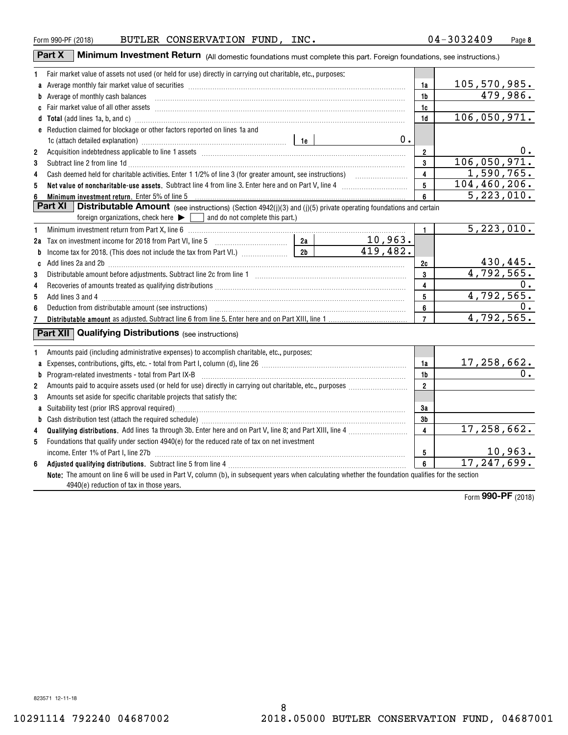Form 990-PF (2018) BUTLER CONSERVATION FUND, INC. 04-3032409

## Part X Minimum Investment Return (All domestic foundations must complete this part. Foreign foundations, see instructions.)

| | | | | |
|---|---|---|---|---|
| 1 | Fair market value of assets not used (or held for use) directly in carrying out charitable, etc., purposes: | | | |
| a | Average monthly fair market value of securities | | 1a | 105,570,985. |
| b | Average of monthly cash balances | | 1b | 479,986. |
| c | Fair market value of all other assets | | 1c | |
| d | **Total** (add lines 1a, b, and c) | | 1d | 106,050,971. |
| e | Reduction claimed for blockage or other factors reported on lines 1a and 1c (attach detailed explanation) | 1e 0. | | |
| 2 | Acquisition indebtedness applicable to line 1 assets | | 2 | 0. |
| 3 | Subtract line 2 from line 1d | | 3 | 106,050,971. |
| 4 | Cash deemed held for charitable activities. Enter 1 1/2% of line 3 (for greater amount, see instructions) | | 4 | 1,590,765. |
| 5 | **Net value of noncharitable-use assets.** Subtract line 4 from line 3. Enter here and on Part V, line 4 | | 5 | 104,460,206. |
| 6 | **Minimum investment return.** Enter 5% of line 5 | | 6 | 5,223,010. |

## Part XI Distributable Amount (see instructions) (Section 4942(j)(3) and (j)(5) private operating foundations and certain foreign organizations, check here ▶ ☐ and do not complete this part.)

| | | | | |
|---|---|---|---|---|
| 1 | Minimum investment return from Part X, line 6 | | 1 | 5,223,010. |
| 2a | Tax on investment income for 2018 from Part VI, line 5 | 2a 10,963. | | |
| b | Income tax for 2018. (This does not include the tax from Part VI.) | 2b 419,482. | | |
| c | Add lines 2a and 2b | | 2c | 430,445. |
| 3 | Distributable amount before adjustments. Subtract line 2c from line 1 | | 3 | 4,792,565. |
| 4 | Recoveries of amounts treated as qualifying distributions | | 4 | 0. |
| 5 | Add lines 3 and 4 | | 5 | 4,792,565. |
| 6 | Deduction from distributable amount (see instructions) | | 6 | 0. |
| 7 | **Distributable amount** as adjusted. Subtract line 6 from line 5. Enter here and on Part XIII, line 1 | | 7 | 4,792,565. |

## Part XII Qualifying Distributions (see instructions)

| | | | |
|---|---|---|---|
| 1 | Amounts paid (including administrative expenses) to accomplish charitable, etc., purposes: | | |
| a | Expenses, contributions, gifts, etc. - total from Part I, column (d), line 26 | 1a | 17,258,662. |
| b | Program-related investments - total from Part IX-B | 1b | 0. |
| 2 | Amounts paid to acquire assets used (or held for use) directly in carrying out charitable, etc., purposes | 2 | |
| 3 | Amounts set aside for specific charitable projects that satisfy the: | | |
| a | Suitability test (prior IRS approval required) | 3a | |
| b | Cash distribution test (attach the required schedule) | 3b | |
| 4 | **Qualifying distributions.** Add lines 1a through 3b. Enter here and on Part V, line 8; and Part XIII, line 4 | 4 | 17,258,662. |
| 5 | Foundations that qualify under section 4940(e) for the reduced rate of tax on net investment income. Enter 1% of Part I, line 27b | 5 | 10,963. |
| 6 | **Adjusted qualifying distributions.** Subtract line 5 from line 4 | 6 | 17,247,699. |

**Note:** The amount on line 6 will be used in Part V, column (b), in subsequent years when calculating whether the foundation qualifies for the section 4940(e) reduction of tax in those years.

Form **990-PF** (2018)

823571 12-11-18

10291114 792240 04687002 2018.05000 BUTLER CONSERVATION FUND, 04687001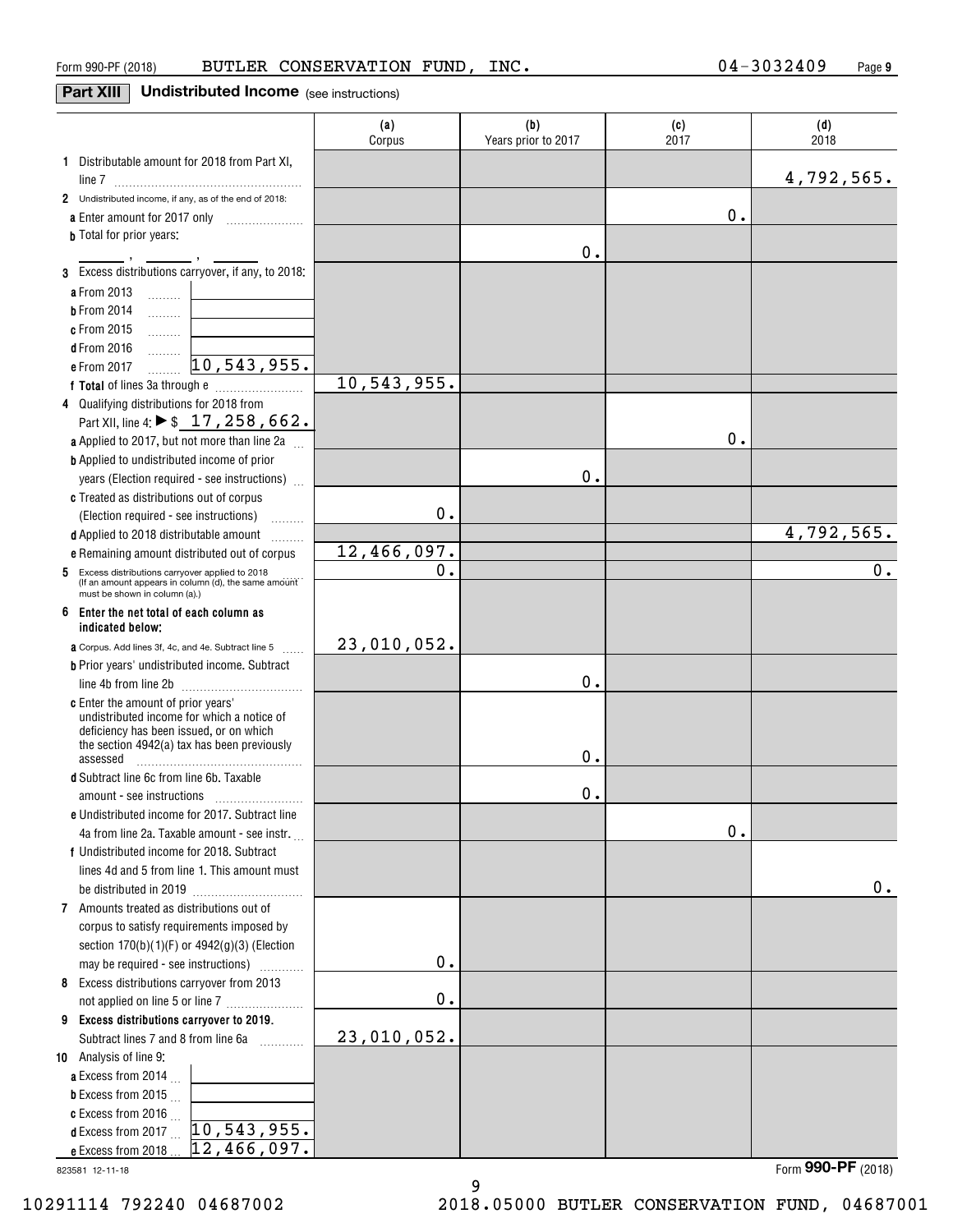Form 990-PF (2018) BUTLER CONSERVATION FUND, INC. 04-3032409 Page 9

## Part XIII Undistributed Income (see instructions)

| | (a) Corpus | (b) Years prior to 2017 | (c) 2017 | (d) 2018 |
|---|---|---|---|---|
| **1** Distributable amount for 2018 from Part XI, line 7 | | | | 4,792,565. |
| **2** Undistributed income, if any, as of the end of 2018: | | | | |
| **a** Enter amount for 2017 only | | | 0. | |
| **b** Total for prior years: , , | | 0. | | |
| **3** Excess distributions carryover, if any, to 2018: | | | | |
| **a** From 2013 | | | | |
| **b** From 2014 | | | | |
| **c** From 2015 | | | | |
| **d** From 2016 | | | | |
| **e** From 2017 10,543,955. | | | | |
| **f Total** of lines 3a through e | 10,543,955. | | | |
| **4** Qualifying distributions for 2018 from Part XII, line 4: ▶ $ 17,258,662. | | | | |
| **a** Applied to 2017, but not more than line 2a | | | 0. | |
| **b** Applied to undistributed income of prior years (Election required - see instructions) | | 0. | | |
| **c** Treated as distributions out of corpus (Election required - see instructions) | 0. | | | |
| **d** Applied to 2018 distributable amount | | | | 4,792,565. |
| **e** Remaining amount distributed out of corpus | 12,466,097. | | | |
| **5** Excess distributions carryover applied to 2018 (If an amount appears in column (d), the same amount must be shown in column (a).) | 0. | | | 0. |
| **6 Enter the net total of each column as indicated below:** | | | | |
| **a** Corpus. Add lines 3f, 4c, and 4e. Subtract line 5 | 23,010,052. | | | |
| **b** Prior years' undistributed income. Subtract line 4b from line 2b | | 0. | | |
| **c** Enter the amount of prior years' undistributed income for which a notice of deficiency has been issued, or on which the section 4942(a) tax has been previously assessed | | 0. | | |
| **d** Subtract line 6c from line 6b. Taxable amount - see instructions | | 0. | | |
| **e** Undistributed income for 2017. Subtract line 4a from line 2a. Taxable amount - see instr. | | | 0. | |
| **f** Undistributed income for 2018. Subtract lines 4d and 5 from line 1. This amount must be distributed in 2019 | | | | 0. |
| **7** Amounts treated as distributions out of corpus to satisfy requirements imposed by section 170(b)(1)(F) or 4942(g)(3) (Election may be required - see instructions) | 0. | | | |
| **8** Excess distributions carryover from 2013 not applied on line 5 or line 7 | 0. | | | |
| **9 Excess distributions carryover to 2019.** Subtract lines 7 and 8 from line 6a | 23,010,052. | | | |
| **10** Analysis of line 9: | | | | |
| **a** Excess from 2014 | | | | |
| **b** Excess from 2015 | | | | |
| **c** Excess from 2016 | | | | |
| **d** Excess from 2017 10,543,955. | | | | |
| **e** Excess from 2018 12,466,097. | | | | |

823581 12-11-18 Form **990-PF** (2018)

10291114 792240 04687002 2018.05000 BUTLER CONSERVATION FUND, 04687001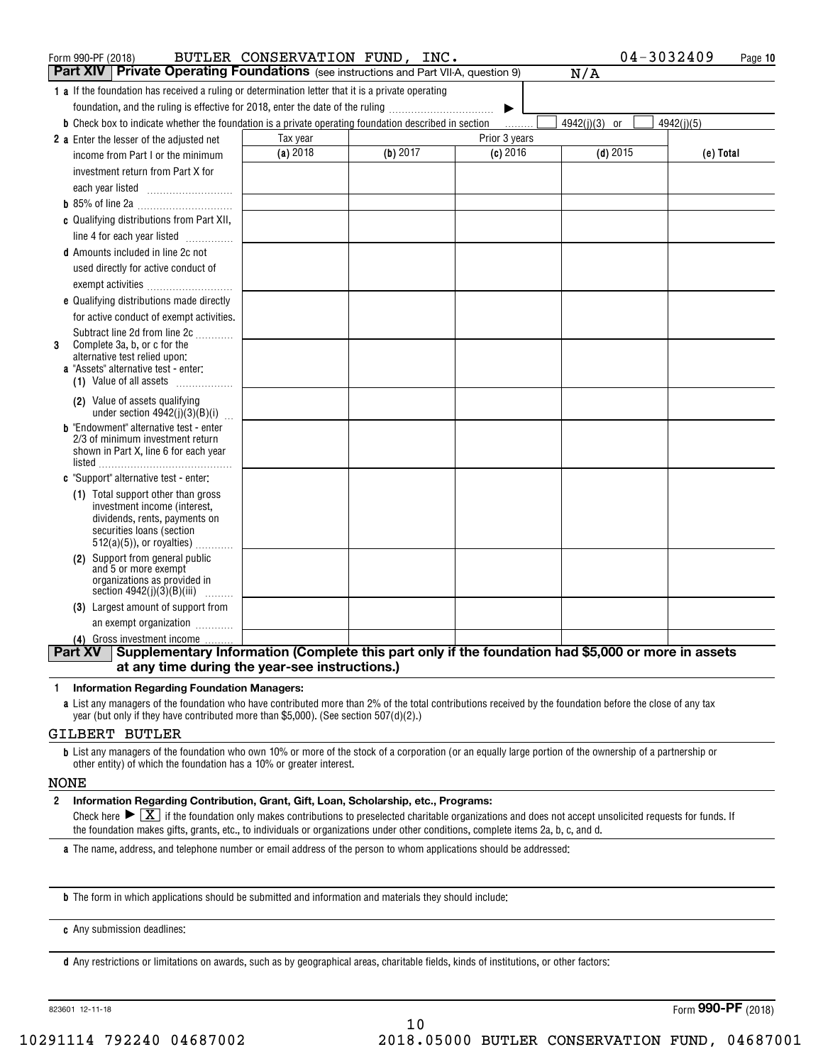Form 990-PF (2018) BUTLER CONSERVATION FUND, INC. 04-3032409 Page 10

## Part XIV Private Operating Foundations (see instructions and Part VII-A, question 9) N/A

**1 a** If the foundation has received a ruling or determination letter that it is a private operating foundation, and the ruling is effective for 2018, enter the date of the ruling ▶

**b** Check box to indicate whether the foundation is a private operating foundation described in section ☐ 4942(j)(3) or ☐ 4942(j)(5)

| | Tax year | Prior 3 years | | | |
|---|---|---|---|---|---|
| | (a) 2018 | (b) 2017 | (c) 2016 | (d) 2015 | (e) Total |
| **2 a** Enter the lesser of the adjusted net income from Part I or the minimum investment return from Part X for each year listed | | | | | |
| **b** 85% of line 2a | | | | | |
| **c** Qualifying distributions from Part XII, line 4 for each year listed | | | | | |
| **d** Amounts included in line 2c not used directly for active conduct of exempt activities | | | | | |
| **e** Qualifying distributions made directly for active conduct of exempt activities. Subtract line 2d from line 2c | | | | | |
| **3** Complete 3a, b, or c for the alternative test relied upon: **a** "Assets" alternative test - enter: **(1)** Value of all assets | | | | | |
| **(2)** Value of assets qualifying under section 4942(j)(3)(B)(i) | | | | | |
| **b** "Endowment" alternative test - enter 2/3 of minimum investment return shown in Part X, line 6 for each year listed | | | | | |
| **c** "Support" alternative test - enter: **(1)** Total support other than gross investment income (interest, dividends, rents, payments on securities loans (section 512(a)(5)), or royalties) | | | | | |
| **(2)** Support from general public and 5 or more exempt organizations as provided in section 4942(j)(3)(B)(iii) | | | | | |
| **(3)** Largest amount of support from an exempt organization | | | | | |
| **(4)** Gross investment income | | | | | |

## Part XV Supplementary Information (Complete this part only if the foundation had $5,000 or more in assets at any time during the year-see instructions.)

**1 Information Regarding Foundation Managers:**

**a** List any managers of the foundation who have contributed more than 2% of the total contributions received by the foundation before the close of any tax year (but only if they have contributed more than $5,000). (See section 507(d)(2).)

GILBERT BUTLER

**b** List any managers of the foundation who own 10% or more of the stock of a corporation (or an equally large portion of the ownership of a partnership or other entity) of which the foundation has a 10% or greater interest.

NONE

**2 Information Regarding Contribution, Grant, Gift, Loan, Scholarship, etc., Programs:**

Check here ▶ [X] if the foundation only makes contributions to preselected charitable organizations and does not accept unsolicited requests for funds. If the foundation makes gifts, grants, etc., to individuals or organizations under other conditions, complete items 2a, b, c, and d.

**a** The name, address, and telephone number or email address of the person to whom applications should be addressed:

**b** The form in which applications should be submitted and information and materials they should include:

**c** Any submission deadlines:

**d** Any restrictions or limitations on awards, such as by geographical areas, charitable fields, kinds of institutions, or other factors:

823601 12-11-18 Form **990-PF** (2018)

10291114 792240 04687002 2018.05000 BUTLER CONSERVATION FUND, 04687001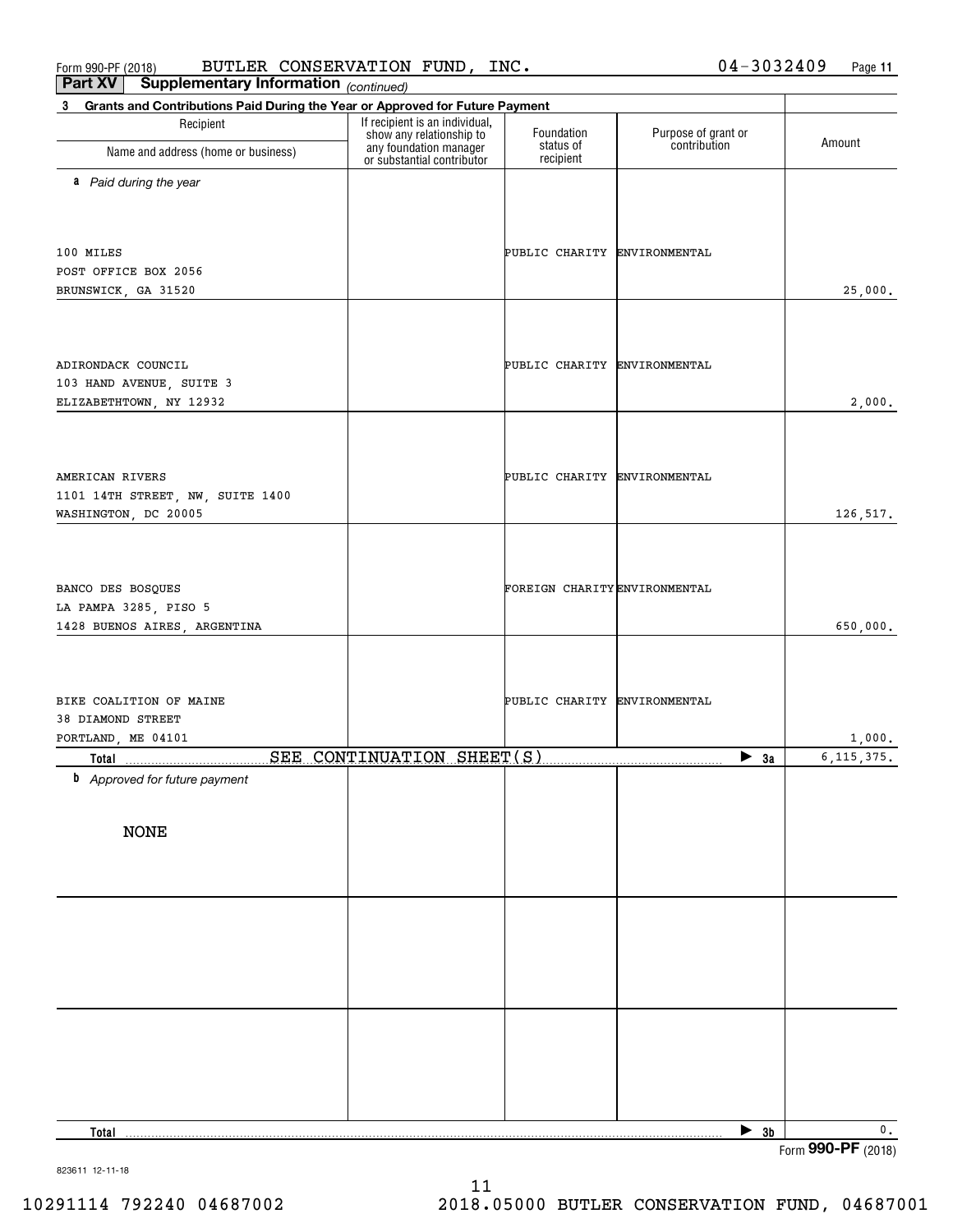Form 990-PF (2018) BUTLER CONSERVATION FUND, INC. 04-3032409

**Part XV Supplementary Information** *(continued)*

**3 Grants and Contributions Paid During the Year or Approved for Future Payment**

| Recipient Name and address (home or business) | If recipient is an individual, show any relationship to any foundation manager or substantial contributor | Foundation status of recipient | Purpose of grant or contribution | Amount |
|---|---|---|---|---|
| ***a** Paid during the year* | | | | |
| 100 MILES<br>POST OFFICE BOX 2056<br>BRUNSWICK, GA 31520 | | PUBLIC CHARITY | ENVIRONMENTAL | 25,000. |
| ADIRONDACK COUNCIL<br>103 HAND AVENUE, SUITE 3<br>ELIZABETHTOWN, NY 12932 | | PUBLIC CHARITY | ENVIRONMENTAL | 2,000. |
| AMERICAN RIVERS<br>1101 14TH STREET, NW, SUITE 1400<br>WASHINGTON, DC 20005 | | PUBLIC CHARITY | ENVIRONMENTAL | 126,517. |
| BANCO DES BOSQUES<br>LA PAMPA 3285, PISO 5<br>1428 BUENOS AIRES, ARGENTINA | | FOREIGN CHARITY | ENVIRONMENTAL | 650,000. |
| BIKE COALITION OF MAINE<br>38 DIAMOND STREET<br>PORTLAND, ME 04101 | | PUBLIC CHARITY | ENVIRONMENTAL | 1,000. |
| **Total** SEE CONTINUATION SHEET(S) | | | ▶ 3a | 6,115,375. |
| ***b** Approved for future payment* | | | | |
| NONE | | | | |
| **Total** | | | ▶ 3b | 0. |

Form **990-PF** (2018)

823611 12-11-18

10291114 792240 04687002 2018.05000 BUTLER CONSERVATION FUND, 04687001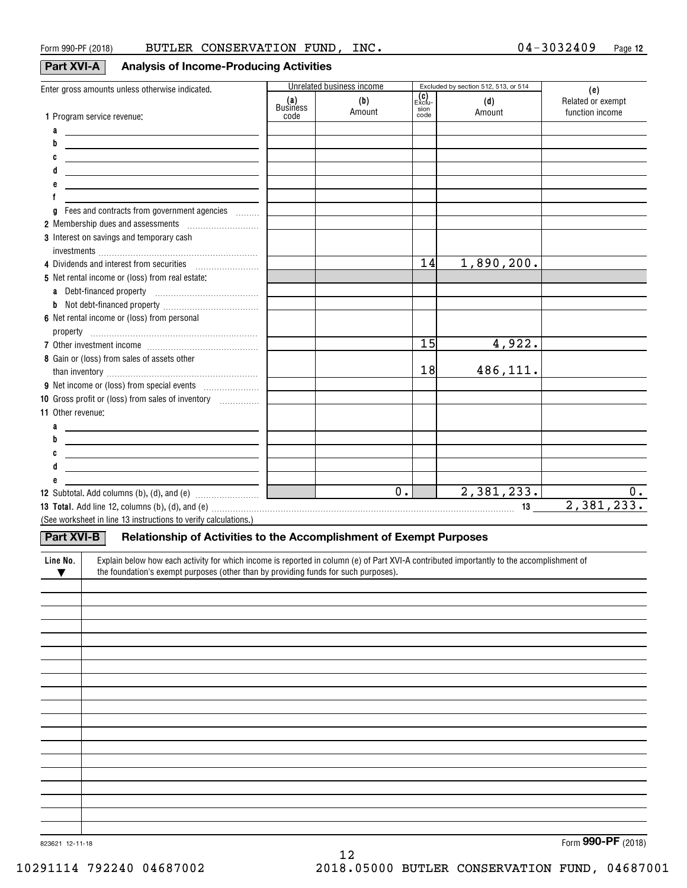Form 990-PF (2018) BUTLER CONSERVATION FUND, INC. 04-3032409

## Part XVI-A Analysis of Income-Producing Activities

| Enter gross amounts unless otherwise indicated. | Unrelated business income | | Excluded by section 512, 513, or 514 | | (e) |
|---|---|---|---|---|---|
| | (a) Business code | (b) Amount | (c) Exclusion code | (d) Amount | Related or exempt function income |
| 1 Program service revenue: | | | | | |
| a | | | | | |
| b | | | | | |
| c | | | | | |
| d | | | | | |
| e | | | | | |
| f | | | | | |
| g Fees and contracts from government agencies | | | | | |
| 2 Membership dues and assessments | | | | | |
| 3 Interest on savings and temporary cash investments | | | | | |
| 4 Dividends and interest from securities | | | 14 | 1,890,200. | |
| 5 Net rental income or (loss) from real estate: | | | | | |
| a Debt-financed property | | | | | |
| b Not debt-financed property | | | | | |
| 6 Net rental income or (loss) from personal property | | | | | |
| 7 Other investment income | | | 15 | 4,922. | |
| 8 Gain or (loss) from sales of assets other than inventory | | | 18 | 486,111. | |
| 9 Net income or (loss) from special events | | | | | |
| 10 Gross profit or (loss) from sales of inventory | | | | | |
| 11 Other revenue: | | | | | |
| a | | | | | |
| b | | | | | |
| c | | | | | |
| d | | | | | |
| e | | | | | |
| 12 Subtotal. Add columns (b), (d), and (e) | | 0. | | 2,381,233. | 0. |

**13 Total.** Add line 12, columns (b), (d), and (e) ..... 13 2,381,233.

(See worksheet in line 13 instructions to verify calculations.)

## Part XVI-B Relationship of Activities to the Accomplishment of Exempt Purposes

| Line No. ▼ | Explain below how each activity for which income is reported in column (e) of Part XVI-A contributed importantly to the accomplishment of the foundation's exempt purposes (other than by providing funds for such purposes). |
|---|---|
| | |

823621 12-11-18

Form **990-PF** (2018)

10291114 792240 04687002 2018.05000 BUTLER CONSERVATION FUND, 04687001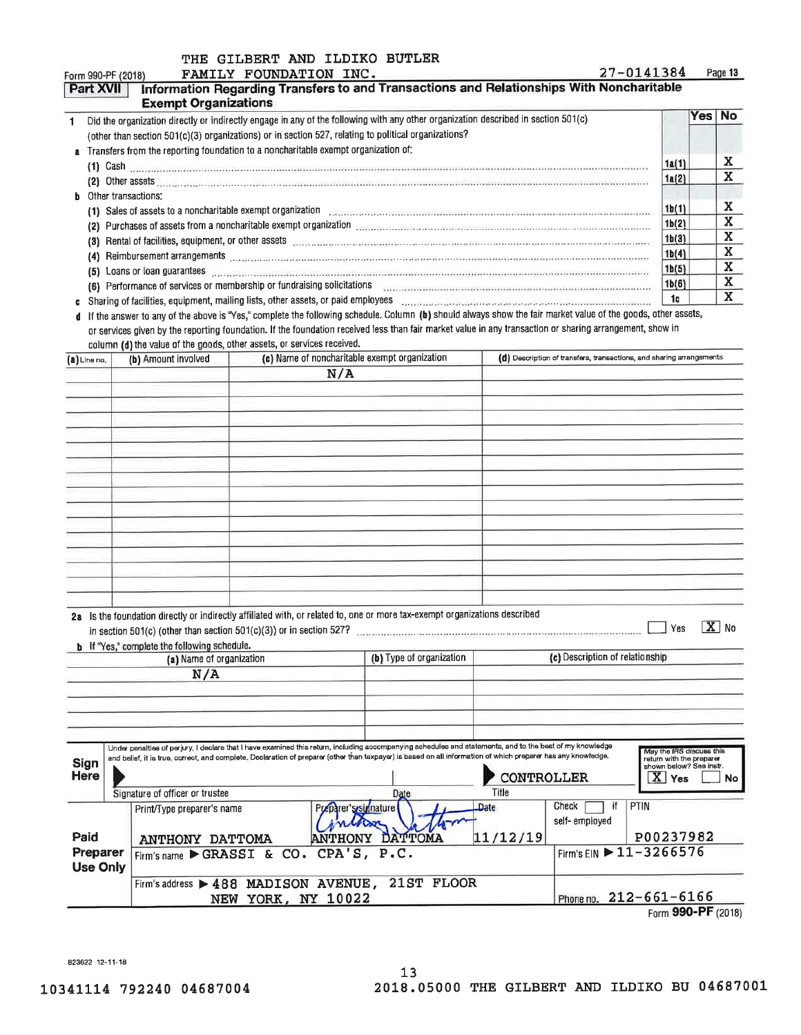THE GILBERT AND ILDIKO BUTLER
Form 990-PF (2018) FAMILY FOUNDATION INC. 27-0141384 Page 13

## Part XVII Information Regarding Transfers to and Transactions and Relationships With Noncharitable Exempt Organizations

| | | | Yes | No |
|---|---|---|---|---|
| 1 | Did the organization directly or indirectly engage in any of the following with any other organization described in section 501(c) (other than section 501(c)(3) organizations) or in section 527, relating to political organizations? | | | |
| a | Transfers from the reporting foundation to a noncharitable exempt organization of: | | | |
| | (1) Cash | 1a(1) | | X |
| | (2) Other assets | 1a(2) | | X |
| b | Other transactions: | | | |
| | (1) Sales of assets to a noncharitable exempt organization | 1b(1) | | X |
| | (2) Purchases of assets from a noncharitable exempt organization | 1b(2) | | X |
| | (3) Rental of facilities, equipment, or other assets | 1b(3) | | X |
| | (4) Reimbursement arrangements | 1b(4) | | X |
| | (5) Loans or loan guarantees | 1b(5) | | X |
| | (6) Performance of services or membership or fundraising solicitations | 1b(6) | | X |
| c | Sharing of facilities, equipment, mailing lists, other assets, or paid employees | 1c | | X |

d If the answer to any of the above is "Yes," complete the following schedule. Column (b) should always show the fair market value of the goods, other assets, or services given by the reporting foundation. If the foundation received less than fair market value in any transaction or sharing arrangement, show in column (d) the value of the goods, other assets, or services received.

| (a) Line no. | (b) Amount involved | (c) Name of noncharitable exempt organization | (d) Description of transfers, transactions, and sharing arrangements |
|---|---|---|---|
| | | N/A | |

2a Is the foundation directly or indirectly affiliated with, or related to, one or more tax-exempt organizations described in section 501(c) (other than section 501(c)(3)) or in section 527? ☐ Yes ☒ No

b If "Yes," complete the following schedule.

| (a) Name of organization | (b) Type of organization | (c) Description of relationship |
|---|---|---|
| N/A | | |

**Sign Here**

Under penalties of perjury, I declare that I have examined this return, including accompanying schedules and statements, and to the best of my knowledge and belief, it is true, correct, and complete. Declaration of preparer (other than taxpayer) is based on all information of which preparer has any knowledge.

Signature of officer or trustee | Date | Title: CONTROLLER

May the IRS discuss this return with the preparer shown below? See instr. ☒ Yes ☐ No

**Paid Preparer Use Only**

| Print/Type preparer's name | Preparer's signature | Date | Check ☐ if self-employed | PTIN |
|---|---|---|---|---|
| ANTHONY DATTOMA | ANTHONY DATTOMA | 11/12/19 | | P00237982 |
| Firm's name ▶ GRASSI & CO. CPA'S, P.C. | | | Firm's EIN ▶ 11-3266576 | |
| Firm's address ▶ 488 MADISON AVENUE, 21ST FLOOR NEW YORK, NY 10022 | | | Phone no. 212-661-6166 | |

Form **990-PF** (2018)

823622 12-11-18

10341114 792240 04687004 2018.05000 THE GILBERT AND ILDIKO BU 04687001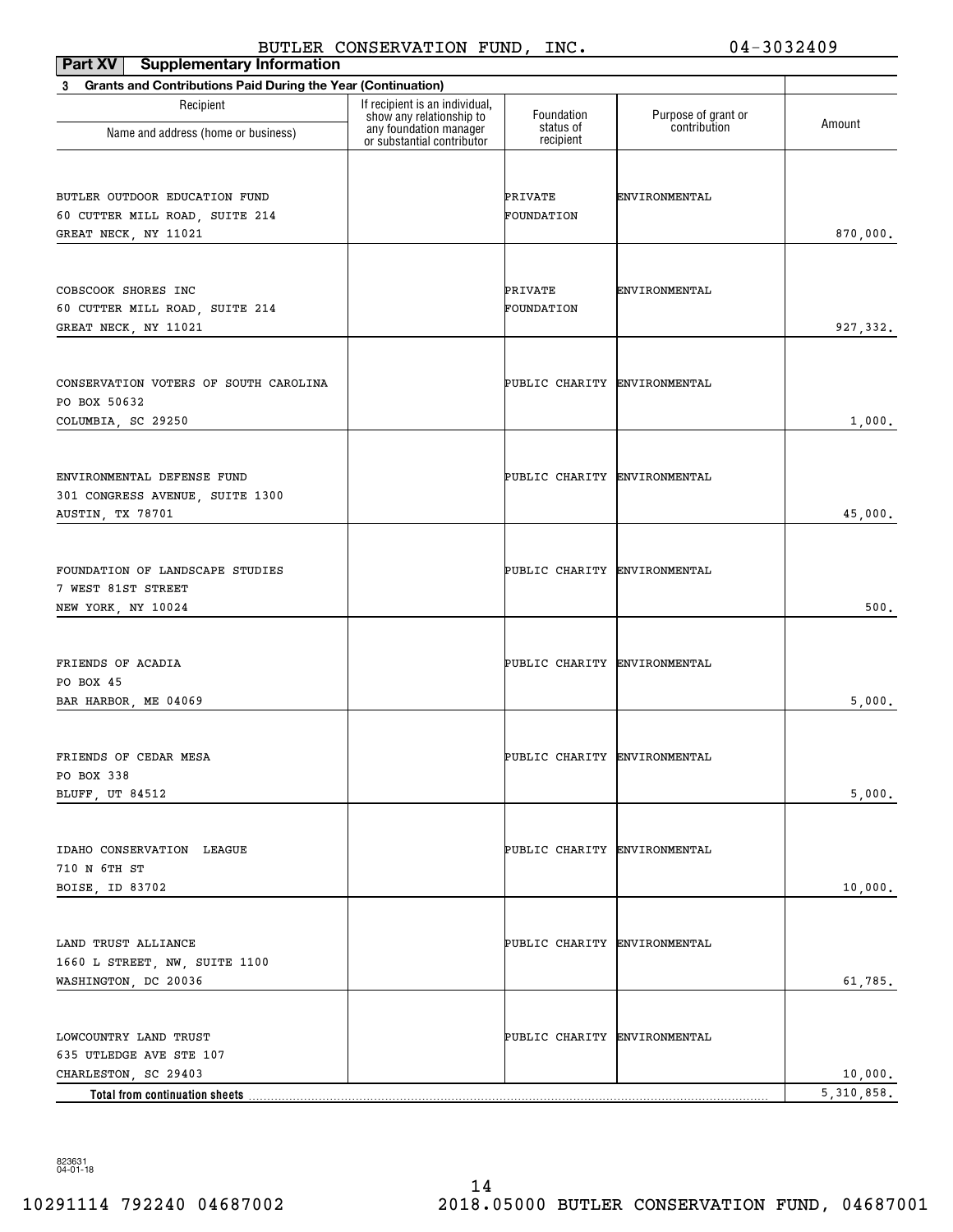BUTLER CONSERVATION FUND, INC. 04-3032409

**Part XV Supplementary Information**

**3 Grants and Contributions Paid During the Year (Continuation)**

| Recipient Name and address (home or business) | If recipient is an individual, show any relationship to any foundation manager or substantial contributor | Foundation status of recipient | Purpose of grant or contribution | Amount |
|---|---|---|---|---|
| BUTLER OUTDOOR EDUCATION FUND<br>60 CUTTER MILL ROAD, SUITE 214<br>GREAT NECK, NY 11021 | | PRIVATE FOUNDATION | ENVIRONMENTAL | 870,000. |
| COBSCOOK SHORES INC<br>60 CUTTER MILL ROAD, SUITE 214<br>GREAT NECK, NY 11021 | | PRIVATE FOUNDATION | ENVIRONMENTAL | 927,332. |
| CONSERVATION VOTERS OF SOUTH CAROLINA<br>PO BOX 50632<br>COLUMBIA, SC 29250 | | PUBLIC CHARITY | ENVIRONMENTAL | 1,000. |
| ENVIRONMENTAL DEFENSE FUND<br>301 CONGRESS AVENUE, SUITE 1300<br>AUSTIN, TX 78701 | | PUBLIC CHARITY | ENVIRONMENTAL | 45,000. |
| FOUNDATION OF LANDSCAPE STUDIES<br>7 WEST 81ST STREET<br>NEW YORK, NY 10024 | | PUBLIC CHARITY | ENVIRONMENTAL | 500. |
| FRIENDS OF ACADIA<br>PO BOX 45<br>BAR HARBOR, ME 04069 | | PUBLIC CHARITY | ENVIRONMENTAL | 5,000. |
| FRIENDS OF CEDAR MESA<br>PO BOX 338<br>BLUFF, UT 84512 | | PUBLIC CHARITY | ENVIRONMENTAL | 5,000. |
| IDAHO CONSERVATION LEAGUE<br>710 N 6TH ST<br>BOISE, ID 83702 | | PUBLIC CHARITY | ENVIRONMENTAL | 10,000. |
| LAND TRUST ALLIANCE<br>1660 L STREET, NW, SUITE 1100<br>WASHINGTON, DC 20036 | | PUBLIC CHARITY | ENVIRONMENTAL | 61,785. |
| LOWCOUNTRY LAND TRUST<br>635 UTLEDGE AVE STE 107<br>CHARLESTON, SC 29403 | | PUBLIC CHARITY | ENVIRONMENTAL | 10,000. |
| **Total from continuation sheets** | | | | 5,310,858. |

823631
04-01-18

10291114 792240 04687002 2018.05000 BUTLER CONSERVATION FUND, 04687001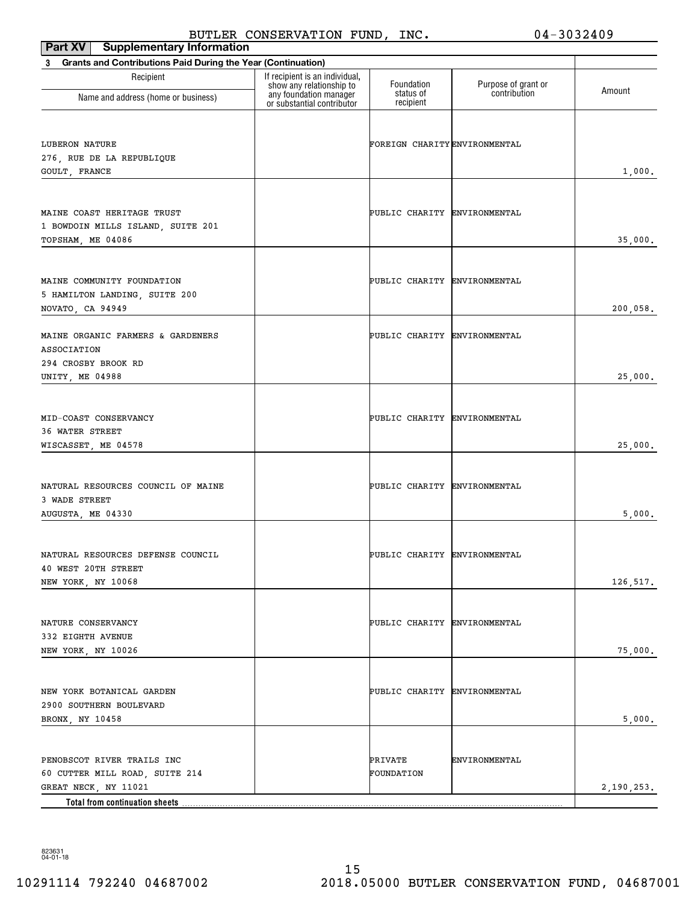BUTLER CONSERVATION FUND, INC. 04-3032409

## Part XV Supplementary Information

### 3 Grants and Contributions Paid During the Year (Continuation)

| Recipient Name and address (home or business) | If recipient is an individual, show any relationship to any foundation manager or substantial contributor | Foundation status of recipient | Purpose of grant or contribution | Amount |
|---|---|---|---|---|
| LUBERON NATURE<br>276, RUE DE LA REPUBLIQUE<br>GOULT, FRANCE | | FOREIGN CHARITY | ENVIRONMENTAL | 1,000. |
| MAINE COAST HERITAGE TRUST<br>1 BOWDOIN MILLS ISLAND, SUITE 201<br>TOPSHAM, ME 04086 | | PUBLIC CHARITY | ENVIRONMENTAL | 35,000. |
| MAINE COMMUNITY FOUNDATION<br>5 HAMILTON LANDING, SUITE 200<br>NOVATO, CA 94949 | | PUBLIC CHARITY | ENVIRONMENTAL | 200,058. |
| MAINE ORGANIC FARMERS & GARDENERS ASSOCIATION<br>294 CROSBY BROOK RD<br>UNITY, ME 04988 | | PUBLIC CHARITY | ENVIRONMENTAL | 25,000. |
| MID-COAST CONSERVANCY<br>36 WATER STREET<br>WISCASSET, ME 04578 | | PUBLIC CHARITY | ENVIRONMENTAL | 25,000. |
| NATURAL RESOURCES COUNCIL OF MAINE<br>3 WADE STREET<br>AUGUSTA, ME 04330 | | PUBLIC CHARITY | ENVIRONMENTAL | 5,000. |
| NATURAL RESOURCES DEFENSE COUNCIL<br>40 WEST 20TH STREET<br>NEW YORK, NY 10068 | | PUBLIC CHARITY | ENVIRONMENTAL | 126,517. |
| NATURE CONSERVANCY<br>332 EIGHTH AVENUE<br>NEW YORK, NY 10026 | | PUBLIC CHARITY | ENVIRONMENTAL | 75,000. |
| NEW YORK BOTANICAL GARDEN<br>2900 SOUTHERN BOULEVARD<br>BRONX, NY 10458 | | PUBLIC CHARITY | ENVIRONMENTAL | 5,000. |
| PENOBSCOT RIVER TRAILS INC<br>60 CUTTER MILL ROAD, SUITE 214<br>GREAT NECK, NY 11021 | | PRIVATE FOUNDATION | ENVIRONMENTAL | 2,190,253. |
| **Total from continuation sheets** | | | | |

823631 04-01-18

10291114 792240 04687002 2018.05000 BUTLER CONSERVATION FUND, 04687001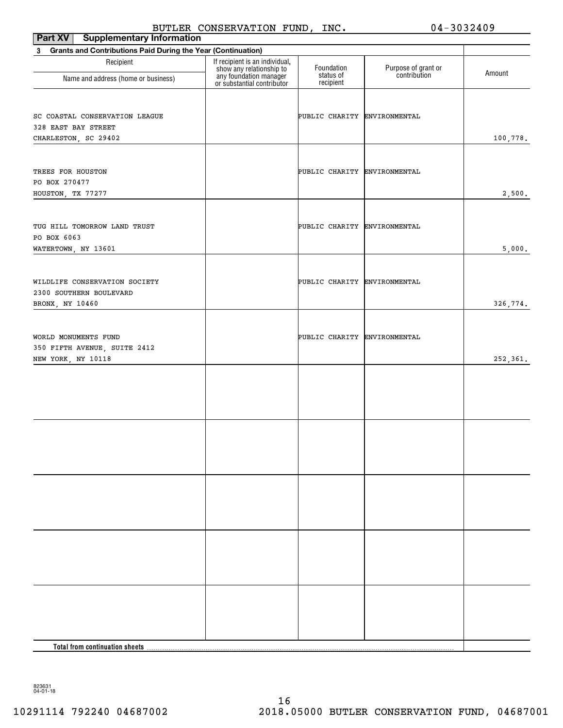BUTLER CONSERVATION FUND, INC. 04-3032409

**Part XV Supplementary Information**

**3 Grants and Contributions Paid During the Year (Continuation)**

| Recipient Name and address (home or business) | If recipient is an individual, show any relationship to any foundation manager or substantial contributor | Foundation status of recipient | Purpose of grant or contribution | Amount |
|---|---|---|---|---|
| SC COASTAL CONSERVATION LEAGUE<br>328 EAST BAY STREET<br>CHARLESTON, SC 29402 | | PUBLIC CHARITY | ENVIRONMENTAL | 100,778. |
| TREES FOR HOUSTON<br>PO BOX 270477<br>HOUSTON, TX 77277 | | PUBLIC CHARITY | ENVIRONMENTAL | 2,500. |
| TUG HILL TOMORROW LAND TRUST<br>PO BOX 6063<br>WATERTOWN, NY 13601 | | PUBLIC CHARITY | ENVIRONMENTAL | 5,000. |
| WILDLIFE CONSERVATION SOCIETY<br>2300 SOUTHERN BOULEVARD<br>BRONX, NY 10460 | | PUBLIC CHARITY | ENVIRONMENTAL | 326,774. |
| WORLD MONUMENTS FUND<br>350 FIFTH AVENUE, SUITE 2412<br>NEW YORK, NY 10118 | | PUBLIC CHARITY | ENVIRONMENTAL | 252,361. |
| | | | | |
| | | | | |
| | | | | |
| | | | | |
| | | | | |
| **Total from continuation sheets** | | | | |

823631
04-01-18

10291114 792240 04687002 2018.05000 BUTLER CONSERVATION FUND, 04687001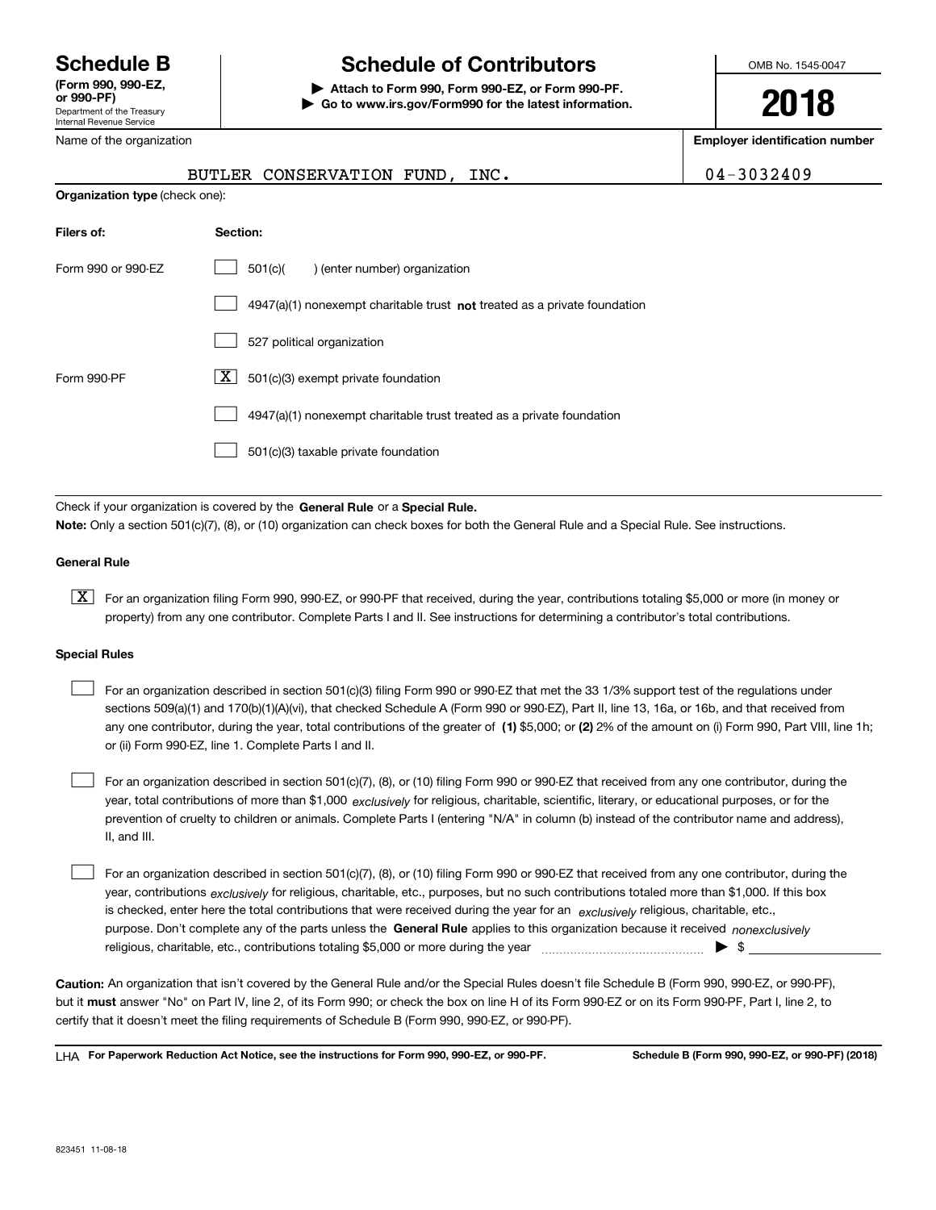# Schedule B

**(Form 990, 990-EZ, or 990-PF)**
Department of the Treasury
Internal Revenue Service

# Schedule of Contributors

**▶ Attach to Form 990, Form 990-EZ, or Form 990-PF.**
**▶ Go to www.irs.gov/Form990 for the latest information.**

OMB No. 1545-0047

**2018**

Name of the organization: BUTLER CONSERVATION FUND, INC.

**Employer identification number:** 04-3032409

**Organization type** (check one):

| **Filers of:** | **Section:** |
|---|---|
| Form 990 or 990-EZ | ☐ 501(c)(   ) (enter number) organization |
| | ☐ 4947(a)(1) nonexempt charitable trust **not** treated as a private foundation |
| | ☐ 527 political organization |
| Form 990-PF | ☒ 501(c)(3) exempt private foundation |
| | ☐ 4947(a)(1) nonexempt charitable trust treated as a private foundation |
| | ☐ 501(c)(3) taxable private foundation |

Check if your organization is covered by the **General Rule** or a **Special Rule.**

**Note:** Only a section 501(c)(7), (8), or (10) organization can check boxes for both the General Rule and a Special Rule. See instructions.

**General Rule**

☒ For an organization filing Form 990, 990-EZ, or 990-PF that received, during the year, contributions totaling $5,000 or more (in money or property) from any one contributor. Complete Parts I and II. See instructions for determining a contributor's total contributions.

**Special Rules**

☐ For an organization described in section 501(c)(3) filing Form 990 or 990-EZ that met the 33 1/3% support test of the regulations under sections 509(a)(1) and 170(b)(1)(A)(vi), that checked Schedule A (Form 990 or 990-EZ), Part II, line 13, 16a, or 16b, and that received from any one contributor, during the year, total contributions of the greater of **(1)** $5,000; or **(2)** 2% of the amount on (i) Form 990, Part VIII, line 1h; or (ii) Form 990-EZ, line 1. Complete Parts I and II.

☐ For an organization described in section 501(c)(7), (8), or (10) filing Form 990 or 990-EZ that received from any one contributor, during the year, total contributions of more than $1,000 *exclusively* for religious, charitable, scientific, literary, or educational purposes, or for the prevention of cruelty to children or animals. Complete Parts I (entering "N/A" in column (b) instead of the contributor name and address), II, and III.

☐ For an organization described in section 501(c)(7), (8), or (10) filing Form 990 or 990-EZ that received from any one contributor, during the year, contributions *exclusively* for religious, charitable, etc., purposes, but no such contributions totaled more than $1,000. If this box is checked, enter here the total contributions that were received during the year for an *exclusively* religious, charitable, etc., purpose. Don't complete any of the parts unless the **General Rule** applies to this organization because it received *nonexclusively* religious, charitable, etc., contributions totaling $5,000 or more during the year ▶ $ ____________

**Caution:** An organization that isn't covered by the General Rule and/or the Special Rules doesn't file Schedule B (Form 990, 990-EZ, or 990-PF), but it **must** answer "No" on Part IV, line 2, of its Form 990; or check the box on line H of its Form 990-EZ or on its Form 990-PF, Part I, line 2, to certify that it doesn't meet the filing requirements of Schedule B (Form 990, 990-EZ, or 990-PF).

LHA **For Paperwork Reduction Act Notice, see the instructions for Form 990, 990-EZ, or 990-PF.** **Schedule B (Form 990, 990-EZ, or 990-PF) (2018)**

823451 11-08-18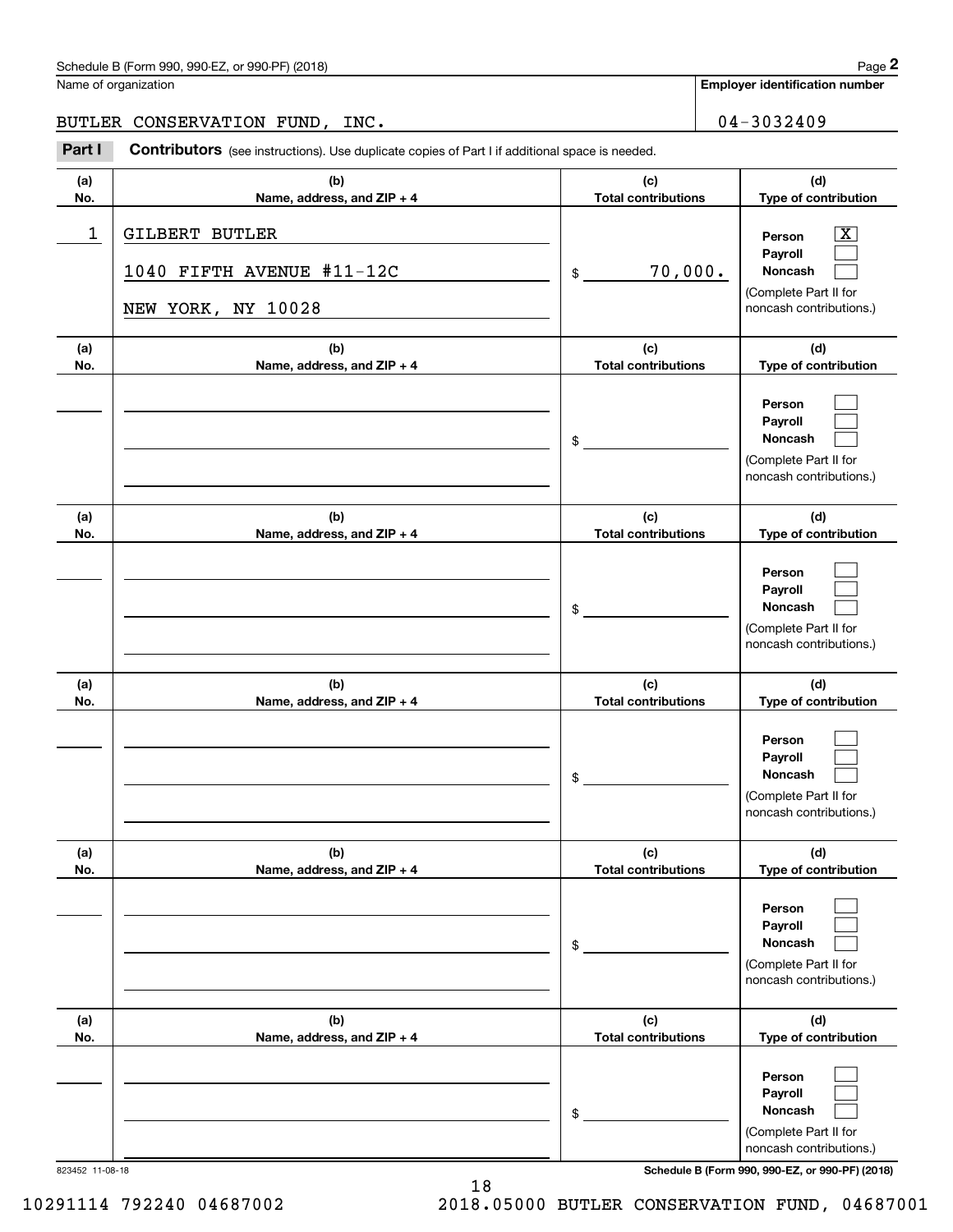Name of organization

BUTLER CONSERVATION FUND, INC.

**Employer identification number**

04-3032409

**Part I** **Contributors** (see instructions). Use duplicate copies of Part I if additional space is needed.

| (a) No. | (b) Name, address, and ZIP + 4 | (c) Total contributions | (d) Type of contribution |
|---|---|---|---|
| 1 | GILBERT BUTLER<br>1040 FIFTH AVENUE #11-12C<br>NEW YORK, NY 10028 | $ 70,000. | Person [X]<br>Payroll [ ]<br>Noncash [ ]<br>(Complete Part II for noncash contributions.) |
| | | $ | Person [ ]<br>Payroll [ ]<br>Noncash [ ]<br>(Complete Part II for noncash contributions.) |
| | | $ | Person [ ]<br>Payroll [ ]<br>Noncash [ ]<br>(Complete Part II for noncash contributions.) |
| | | $ | Person [ ]<br>Payroll [ ]<br>Noncash [ ]<br>(Complete Part II for noncash contributions.) |
| | | $ | Person [ ]<br>Payroll [ ]<br>Noncash [ ]<br>(Complete Part II for noncash contributions.) |
| | | $ | Person [ ]<br>Payroll [ ]<br>Noncash [ ]<br>(Complete Part II for noncash contributions.) |

823452 11-08-18 **Schedule B (Form 990, 990-EZ, or 990-PF) (2018)**

10291114 792240 04687002 2018.05000 BUTLER CONSERVATION FUND, 04687001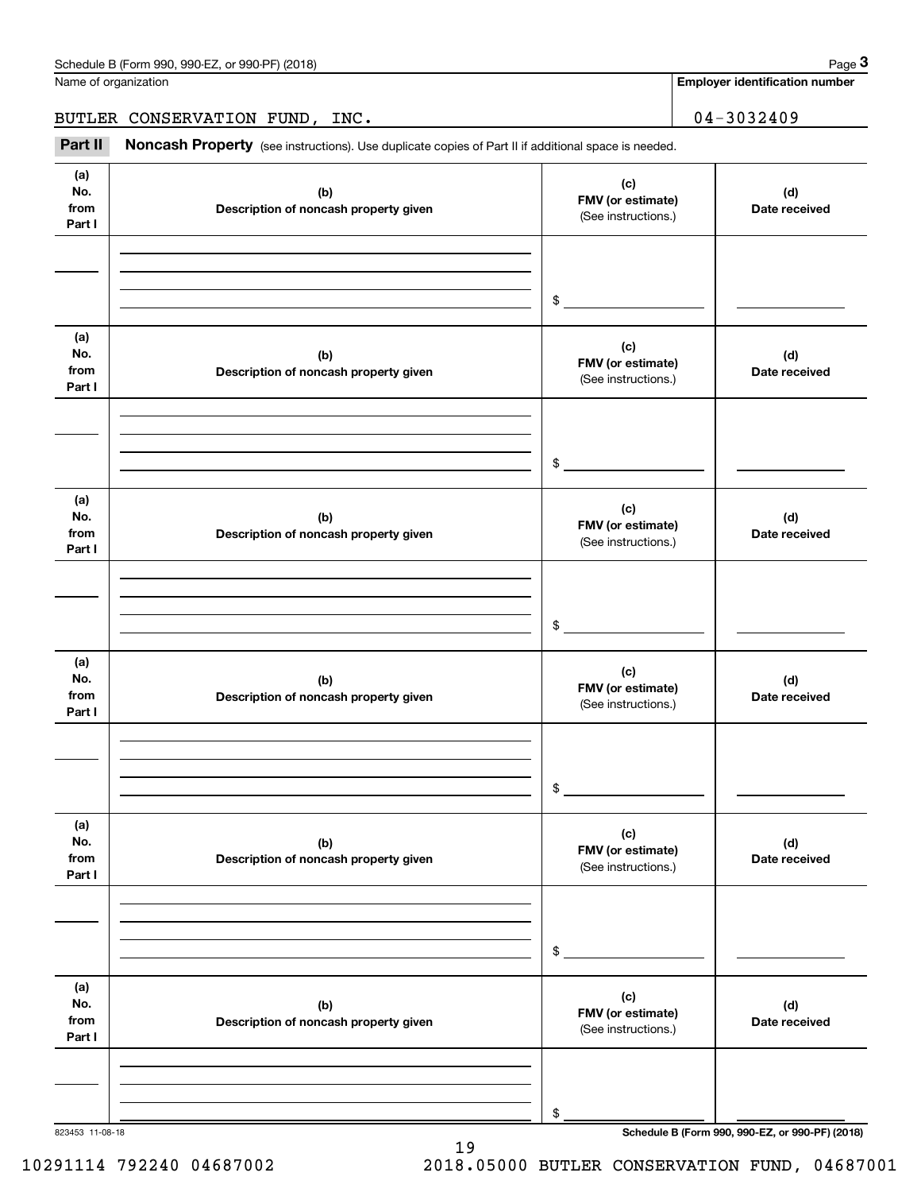Name of organization | Employer identification number

BUTLER CONSERVATION FUND, INC. | 04-3032409

**Part II** **Noncash Property** (see instructions). Use duplicate copies of Part II if additional space is needed.

| (a) No. from Part I | (b) Description of noncash property given | (c) FMV (or estimate) (See instructions.) | (d) Date received |
| --- | --- | --- | --- |
| | | $ | |

| (a) No. from Part I | (b) Description of noncash property given | (c) FMV (or estimate) (See instructions.) | (d) Date received |
| --- | --- | --- | --- |
| | | $ | |

| (a) No. from Part I | (b) Description of noncash property given | (c) FMV (or estimate) (See instructions.) | (d) Date received |
| --- | --- | --- | --- |
| | | $ | |

| (a) No. from Part I | (b) Description of noncash property given | (c) FMV (or estimate) (See instructions.) | (d) Date received |
| --- | --- | --- | --- |
| | | $ | |

| (a) No. from Part I | (b) Description of noncash property given | (c) FMV (or estimate) (See instructions.) | (d) Date received |
| --- | --- | --- | --- |
| | | $ | |

| (a) No. from Part I | (b) Description of noncash property given | (c) FMV (or estimate) (See instructions.) | (d) Date received |
| --- | --- | --- | --- |
| | | $ | |

823453 11-08-18

**Schedule B (Form 990, 990-EZ, or 990-PF) (2018)**

10291114 792240 04687002 2018.05000 BUTLER CONSERVATION FUND, 04687001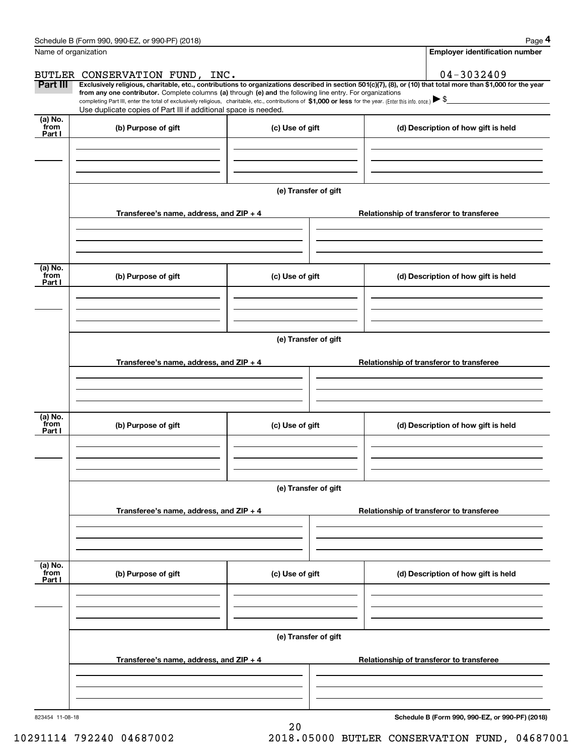Schedule B (Form 990, 990-EZ, or 990-PF) (2018) Page **4**

| Name of organization | Employer identification number |
|---|---|
| BUTLER CONSERVATION FUND, INC. | 04-3032409 |

**Part III** **Exclusively religious, charitable, etc., contributions to organizations described in section 501(c)(7), (8), or (10) that total more than $1,000 for the year from any one contributor.** Complete columns **(a)** through **(e) and** the following line entry. For organizations completing Part III, enter the total of exclusively religious, charitable, etc., contributions of **$1,000 or less** for the year. (Enter this info. once.) ▶ $

Use duplicate copies of Part III if additional space is needed.

| (a) No. from Part I | (b) Purpose of gift | (c) Use of gift | (d) Description of how gift is held |
|---|---|---|---|
| | | | |

**(e) Transfer of gift**

| Transferee's name, address, and ZIP + 4 | Relationship of transferor to transferee |
|---|---|
| | |

| (a) No. from Part I | (b) Purpose of gift | (c) Use of gift | (d) Description of how gift is held |
|---|---|---|---|
| | | | |

**(e) Transfer of gift**

| Transferee's name, address, and ZIP + 4 | Relationship of transferor to transferee |
|---|---|
| | |

| (a) No. from Part I | (b) Purpose of gift | (c) Use of gift | (d) Description of how gift is held |
|---|---|---|---|
| | | | |

**(e) Transfer of gift**

| Transferee's name, address, and ZIP + 4 | Relationship of transferor to transferee |
|---|---|
| | |

| (a) No. from Part I | (b) Purpose of gift | (c) Use of gift | (d) Description of how gift is held |
|---|---|---|---|
| | | | |

**(e) Transfer of gift**

| Transferee's name, address, and ZIP + 4 | Relationship of transferor to transferee |
|---|---|
| | |

823454 11-08-18 **Schedule B (Form 990, 990-EZ, or 990-PF) (2018)**

10291114 792240 04687002 2018.05000 BUTLER CONSERVATION FUND, 04687001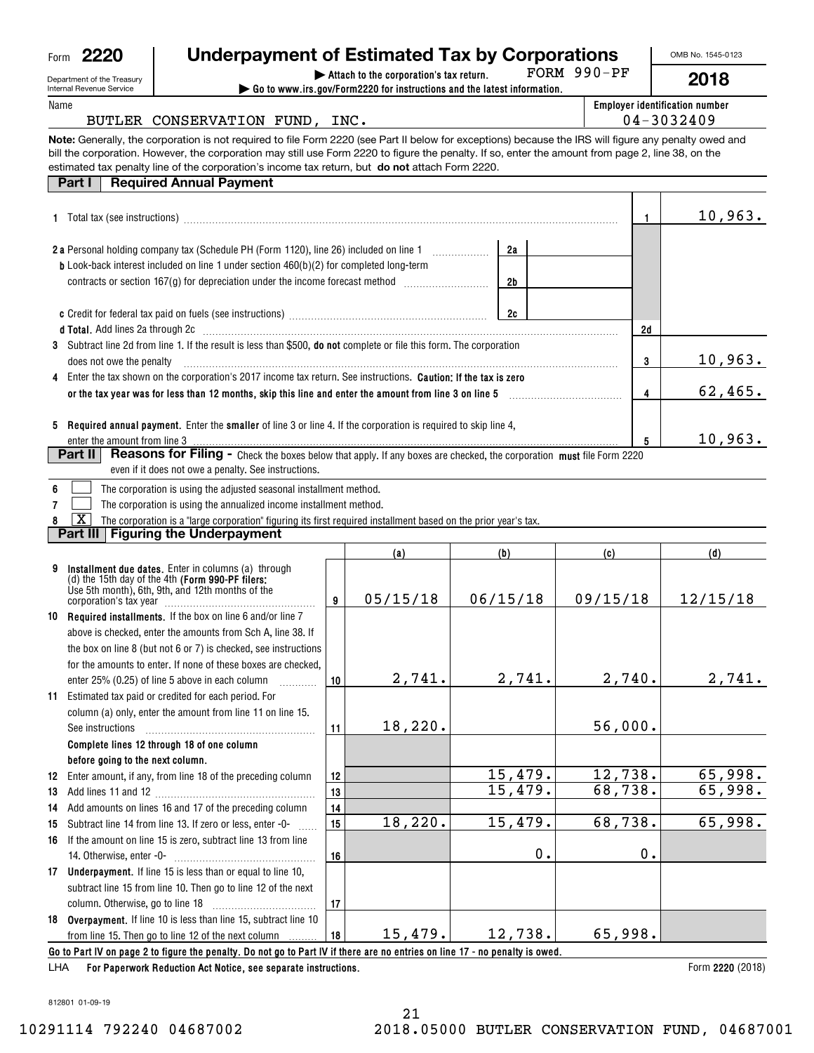Form **2220**

Department of the Treasury
Internal Revenue Service

# Underpayment of Estimated Tax by Corporations

▶ Attach to the corporation's tax return. FORM 990-PF

▶ Go to www.irs.gov/Form2220 for instructions and the latest information.

OMB No. 1545-0123

**2018**

Name: BUTLER CONSERVATION FUND, INC.

Employer identification number: 04-3032409

**Note:** Generally, the corporation is not required to file Form 2220 (see Part II below for exceptions) because the IRS will figure any penalty owed and bill the corporation. However, the corporation may still use Form 2220 to figure the penalty. If so, enter the amount from page 2, line 38, on the estimated tax penalty line of the corporation's income tax return, but **do not** attach Form 2220.

## Part I — Required Annual Payment

| Line | Description | | | Ref | Amount |
|---|---|---|---|---|---|
| 1 | Total tax (see instructions) | | | 1 | 10,963. |
| 2a | Personal holding company tax (Schedule PH (Form 1120), line 26) included on line 1 | 2a | | | |
| b | Look-back interest included on line 1 under section 460(b)(2) for completed long-term contracts or section 167(g) for depreciation under the income forecast method | 2b | | | |
| c | Credit for federal tax paid on fuels (see instructions) | 2c | | | |
| d | **Total.** Add lines 2a through 2c | | | 2d | |
| 3 | Subtract line 2d from line 1. If the result is less than $500, **do not** complete or file this form. The corporation does not owe the penalty | | | 3 | 10,963. |
| 4 | Enter the tax shown on the corporation's 2017 income tax return. See instructions. **Caution: If the tax is zero or the tax year was for less than 12 months, skip this line and enter the amount from line 3 on line 5** | | | 4 | 62,465. |
| 5 | **Required annual payment.** Enter the **smaller** of line 3 or line 4. If the corporation is required to skip line 4, enter the amount from line 3 | | | 5 | 10,963. |

## Part II — Reasons for Filing - Check the boxes below that apply. If any boxes are checked, the corporation must file Form 2220 even if it does not owe a penalty. See instructions.

6 [ ] The corporation is using the adjusted seasonal installment method.

7 [ ] The corporation is using the annualized income installment method.

8 [X] The corporation is a "large corporation" figuring its first required installment based on the prior year's tax.

## Part III — Figuring the Underpayment

| Line | Description | Ref | (a) | (b) | (c) | (d) |
|---|---|---|---|---|---|---|
| 9 | **Installment due dates.** Enter in columns (a) through (d) the 15th day of the 4th (**Form 990-PF filers:** Use 5th month), 6th, 9th, and 12th months of the corporation's tax year | 9 | 05/15/18 | 06/15/18 | 09/15/18 | 12/15/18 |
| 10 | **Required installments.** If the box on line 6 and/or line 7 above is checked, enter the amounts from Sch A, line 38. If the box on line 8 (but not 6 or 7) is checked, see instructions for the amounts to enter. If none of these boxes are checked, enter 25% (0.25) of line 5 above in each column | 10 | 2,741. | 2,741. | 2,740. | 2,741. |
| 11 | Estimated tax paid or credited for each period. For column (a) only, enter the amount from line 11 on line 15. See instructions | 11 | 18,220. | | 56,000. | |
| | **Complete lines 12 through 18 of one column before going to the next column.** | | | | | |
| 12 | Enter amount, if any, from line 18 of the preceding column | 12 | | 15,479. | 12,738. | 65,998. |
| 13 | Add lines 11 and 12 | 13 | | 15,479. | 68,738. | 65,998. |
| 14 | Add amounts on lines 16 and 17 of the preceding column | 14 | | | | |
| 15 | Subtract line 14 from line 13. If zero or less, enter -0- | 15 | 18,220. | 15,479. | 68,738. | 65,998. |
| 16 | If the amount on line 15 is zero, subtract line 13 from line 14. Otherwise, enter -0- | 16 | | 0. | 0. | |
| 17 | **Underpayment.** If line 15 is less than or equal to line 10, subtract line 15 from line 10. Then go to line 12 of the next column. Otherwise, go to line 18 | 17 | | | | |
| 18 | **Overpayment.** If line 10 is less than line 15, subtract line 10 from line 15. Then go to line 12 of the next column | 18 | 15,479. | 12,738. | 65,998. | |

**Go to Part IV on page 2 to figure the penalty. Do not go to Part IV if there are no entries on line 17 - no penalty is owed.**

LHA **For Paperwork Reduction Act Notice, see separate instructions.** Form **2220** (2018)

812801 01-09-19

10291114 792240 04687002 2018.05000 BUTLER CONSERVATION FUND, 04687001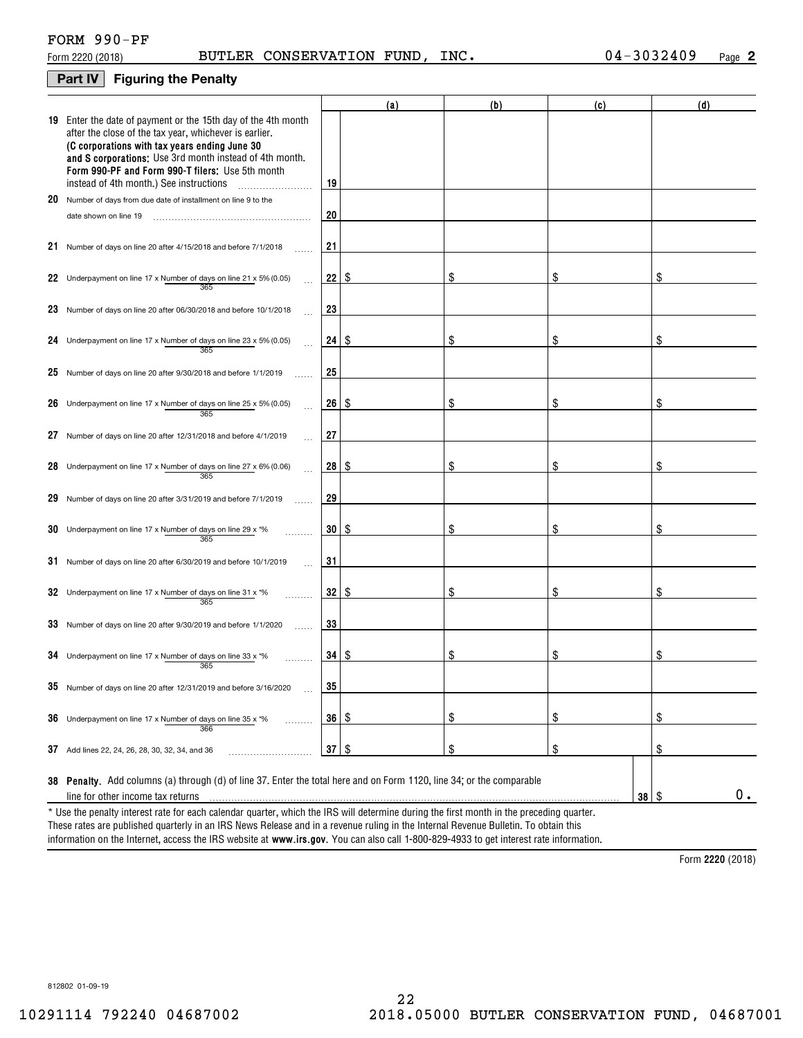FORM 990-PF

Form 2220 (2018) BUTLER CONSERVATION FUND, INC. 04-3032409 Page **2**

## Part IV Figuring the Penalty

| | | (a) | (b) | (c) | (d) |
|---|---|---|---|---|---|
| **19** Enter the date of payment or the 15th day of the 4th month after the close of the tax year, whichever is earlier. **(C corporations with tax years ending June 30 and S corporations:** Use 3rd month instead of 4th month. **Form 990-PF and Form 990-T filers:** Use 5th month instead of 4th month.) See instructions | 19 | | | | |
| **20** Number of days from due date of installment on line 9 to the date shown on line 19 | 20 | | | | |
| **21** Number of days on line 20 after 4/15/2018 and before 7/1/2018 | 21 | | | | |
| **22** Underpayment on line 17 x Number of days on line 21 / 365 x 5% (0.05) | 22 | $ | $ | $ | $ |
| **23** Number of days on line 20 after 06/30/2018 and before 10/1/2018 | 23 | | | | |
| **24** Underpayment on line 17 x Number of days on line 23 / 365 x 5% (0.05) | 24 | $ | $ | $ | $ |
| **25** Number of days on line 20 after 9/30/2018 and before 1/1/2019 | 25 | | | | |
| **26** Underpayment on line 17 x Number of days on line 25 / 365 x 5% (0.05) | 26 | $ | $ | $ | $ |
| **27** Number of days on line 20 after 12/31/2018 and before 4/1/2019 | 27 | | | | |
| **28** Underpayment on line 17 x Number of days on line 27 / 365 x 6% (0.06) | 28 | $ | $ | $ | $ |
| **29** Number of days on line 20 after 3/31/2019 and before 7/1/2019 | 29 | | | | |
| **30** Underpayment on line 17 x Number of days on line 29 / 365 x *% | 30 | $ | $ | $ | $ |
| **31** Number of days on line 20 after 6/30/2019 and before 10/1/2019 | 31 | | | | |
| **32** Underpayment on line 17 x Number of days on line 31 / 365 x *% | 32 | $ | $ | $ | $ |
| **33** Number of days on line 20 after 9/30/2019 and before 1/1/2020 | 33 | | | | |
| **34** Underpayment on line 17 x Number of days on line 33 / 365 x *% | 34 | $ | $ | $ | $ |
| **35** Number of days on line 20 after 12/31/2019 and before 3/16/2020 | 35 | | | | |
| **36** Underpayment on line 17 x Number of days on line 35 / 366 x *% | 36 | $ | $ | $ | $ |
| **37** Add lines 22, 24, 26, 28, 30, 32, 34, and 36 | 37 | $ | $ | $ | $ |

**38 Penalty.** Add columns (a) through (d) of line 37. Enter the total here and on Form 1120, line 34; or the comparable line for other income tax returns ..... **38** $ 0.

* Use the penalty interest rate for each calendar quarter, which the IRS will determine during the first month in the preceding quarter. These rates are published quarterly in an IRS News Release and in a revenue ruling in the Internal Revenue Bulletin. To obtain this information on the Internet, access the IRS website at **www.irs.gov**. You can also call 1-800-829-4933 to get interest rate information.

Form **2220** (2018)

812802 01-09-19

10291114 792240 04687002 2018.05000 BUTLER CONSERVATION FUND, 04687001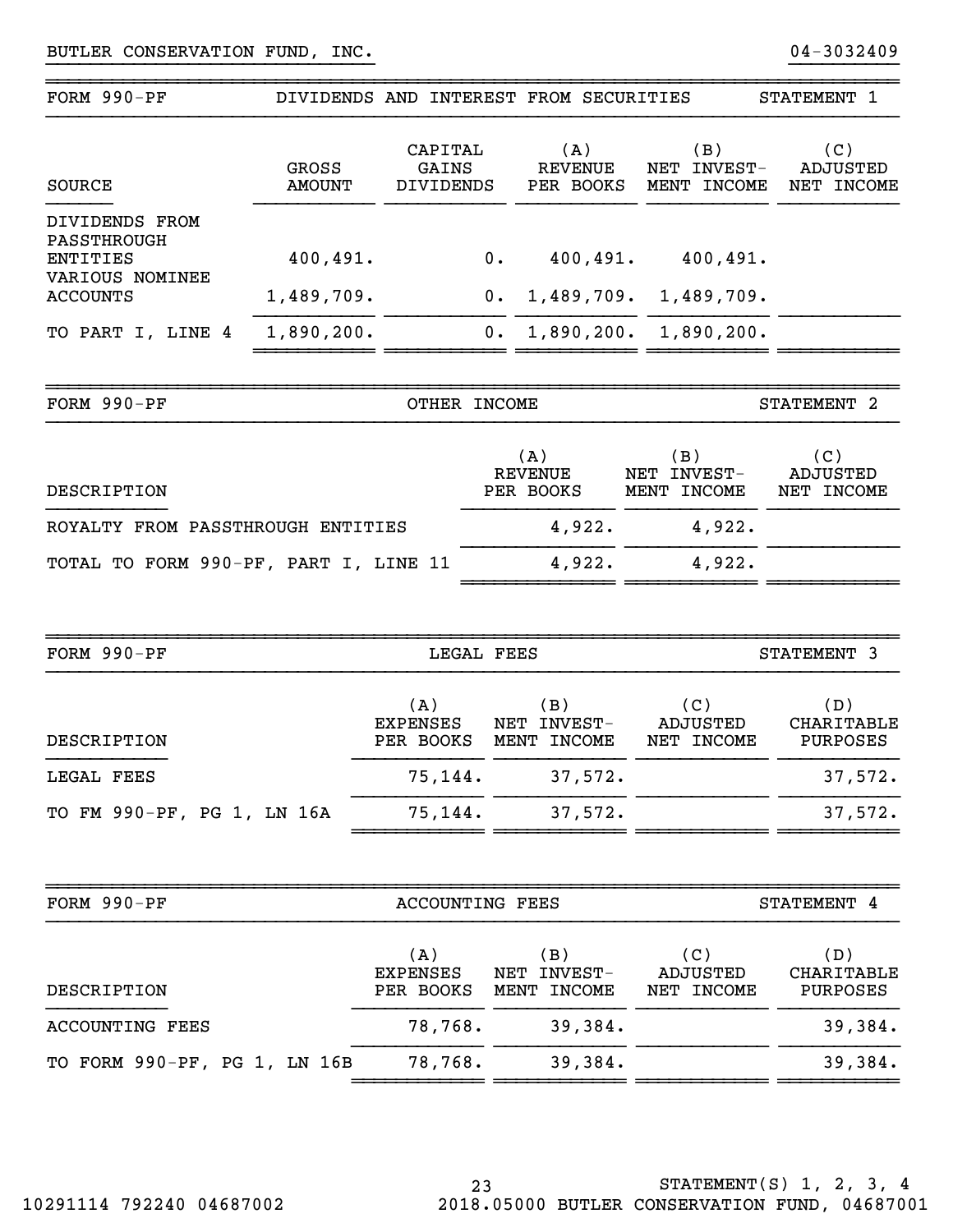BUTLER CONSERVATION FUND, INC. 04-3032409

## FORM 990-PF — DIVIDENDS AND INTEREST FROM SECURITIES — STATEMENT 1

| SOURCE | GROSS AMOUNT | CAPITAL GAINS DIVIDENDS | (A) REVENUE PER BOOKS | (B) NET INVEST-MENT INCOME | (C) ADJUSTED NET INCOME |
|---|---|---|---|---|---|
| DIVIDENDS FROM PASSTHROUGH ENTITIES | 400,491. | 0. | 400,491. | 400,491. | |
| VARIOUS NOMINEE ACCOUNTS | 1,489,709. | 0. | 1,489,709. | 1,489,709. | |
| TO PART I, LINE 4 | 1,890,200. | 0. | 1,890,200. | 1,890,200. | |

## FORM 990-PF — OTHER INCOME — STATEMENT 2

| DESCRIPTION | (A) REVENUE PER BOOKS | (B) NET INVEST-MENT INCOME | (C) ADJUSTED NET INCOME |
|---|---|---|---|
| ROYALTY FROM PASSTHROUGH ENTITIES | 4,922. | 4,922. | |
| TOTAL TO FORM 990-PF, PART I, LINE 11 | 4,922. | 4,922. | |

## FORM 990-PF — LEGAL FEES — STATEMENT 3

| DESCRIPTION | (A) EXPENSES PER BOOKS | (B) NET INVEST-MENT INCOME | (C) ADJUSTED NET INCOME | (D) CHARITABLE PURPOSES |
|---|---|---|---|---|
| LEGAL FEES | 75,144. | 37,572. | | 37,572. |
| TO FM 990-PF, PG 1, LN 16A | 75,144. | 37,572. | | 37,572. |

## FORM 990-PF — ACCOUNTING FEES — STATEMENT 4

| DESCRIPTION | (A) EXPENSES PER BOOKS | (B) NET INVEST-MENT INCOME | (C) ADJUSTED NET INCOME | (D) CHARITABLE PURPOSES |
|---|---|---|---|---|
| ACCOUNTING FEES | 78,768. | 39,384. | | 39,384. |
| TO FORM 990-PF, PG 1, LN 16B | 78,768. | 39,384. | | 39,384. |

STATEMENT(S) 1, 2, 3, 4
10291114 792240 04687002 2018.05000 BUTLER CONSERVATION FUND, 04687001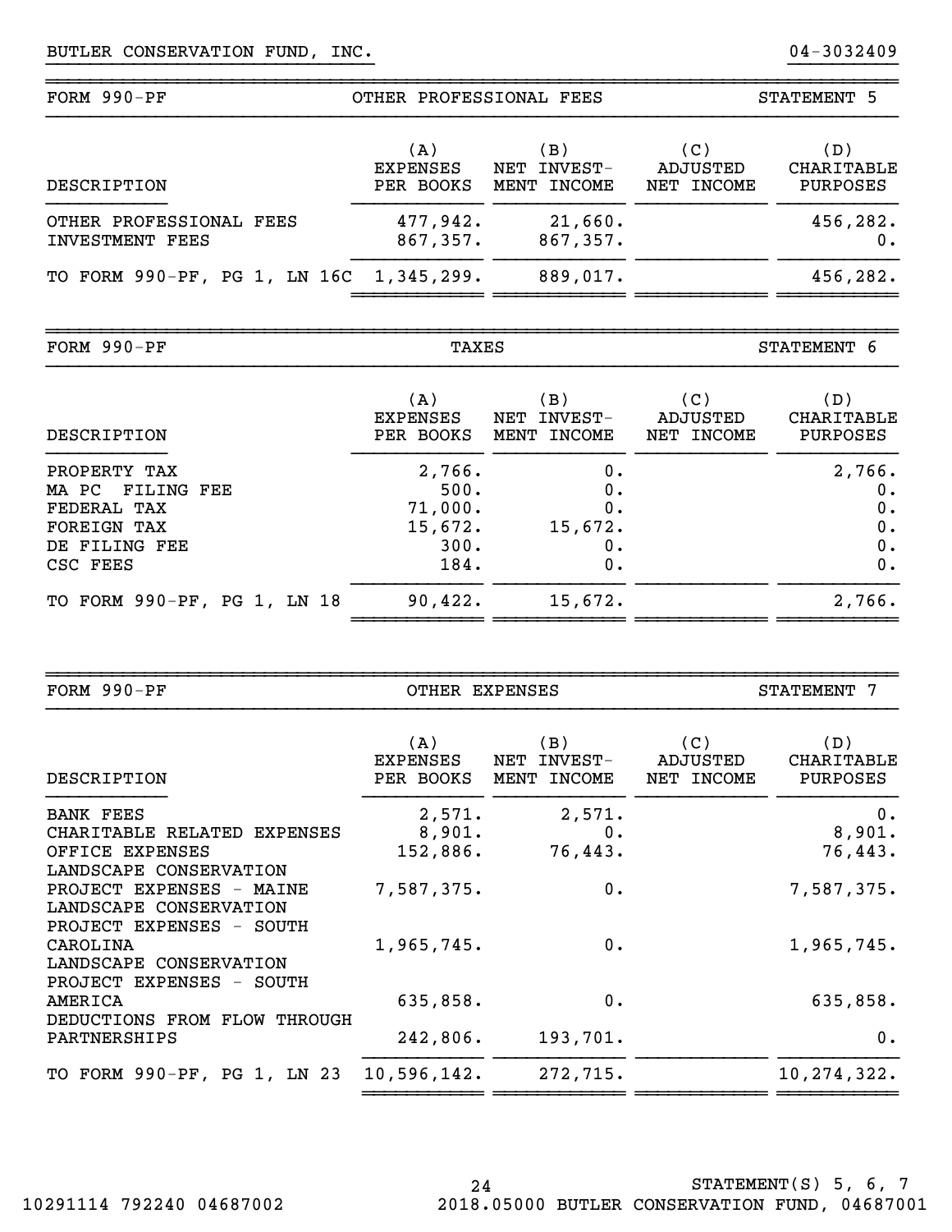BUTLER CONSERVATION FUND, INC. 04-3032409

## FORM 990-PF — OTHER PROFESSIONAL FEES — STATEMENT 5

| DESCRIPTION | (A) EXPENSES PER BOOKS | (B) NET INVEST-MENT INCOME | (C) ADJUSTED NET INCOME | (D) CHARITABLE PURPOSES |
|---|---|---|---|---|
| OTHER PROFESSIONAL FEES | 477,942. | 21,660. | | 456,282. |
| INVESTMENT FEES | 867,357. | 867,357. | | 0. |
| TO FORM 990-PF, PG 1, LN 16C | 1,345,299. | 889,017. | | 456,282. |

## FORM 990-PF — TAXES — STATEMENT 6

| DESCRIPTION | (A) EXPENSES PER BOOKS | (B) NET INVEST-MENT INCOME | (C) ADJUSTED NET INCOME | (D) CHARITABLE PURPOSES |
|---|---|---|---|---|
| PROPERTY TAX | 2,766. | 0. | | 2,766. |
| MA PC FILING FEE | 500. | 0. | | 0. |
| FEDERAL TAX | 71,000. | 0. | | 0. |
| FOREIGN TAX | 15,672. | 15,672. | | 0. |
| DE FILING FEE | 300. | 0. | | 0. |
| CSC FEES | 184. | 0. | | 0. |
| TO FORM 990-PF, PG 1, LN 18 | 90,422. | 15,672. | | 2,766. |

## FORM 990-PF — OTHER EXPENSES — STATEMENT 7

| DESCRIPTION | (A) EXPENSES PER BOOKS | (B) NET INVEST-MENT INCOME | (C) ADJUSTED NET INCOME | (D) CHARITABLE PURPOSES |
|---|---|---|---|---|
| BANK FEES | 2,571. | 2,571. | | 0. |
| CHARITABLE RELATED EXPENSES | 8,901. | 0. | | 8,901. |
| OFFICE EXPENSES | 152,886. | 76,443. | | 76,443. |
| LANDSCAPE CONSERVATION PROJECT EXPENSES - MAINE | 7,587,375. | 0. | | 7,587,375. |
| LANDSCAPE CONSERVATION PROJECT EXPENSES - SOUTH CAROLINA | 1,965,745. | 0. | | 1,965,745. |
| LANDSCAPE CONSERVATION PROJECT EXPENSES - SOUTH AMERICA | 635,858. | 0. | | 635,858. |
| DEDUCTIONS FROM FLOW THROUGH PARTNERSHIPS | 242,806. | 193,701. | | 0. |
| TO FORM 990-PF, PG 1, LN 23 | 10,596,142. | 272,715. | | 10,274,322. |

STATEMENT(S) 5, 6, 7

10291114 792240 04687002 2018.05000 BUTLER CONSERVATION FUND, 04687001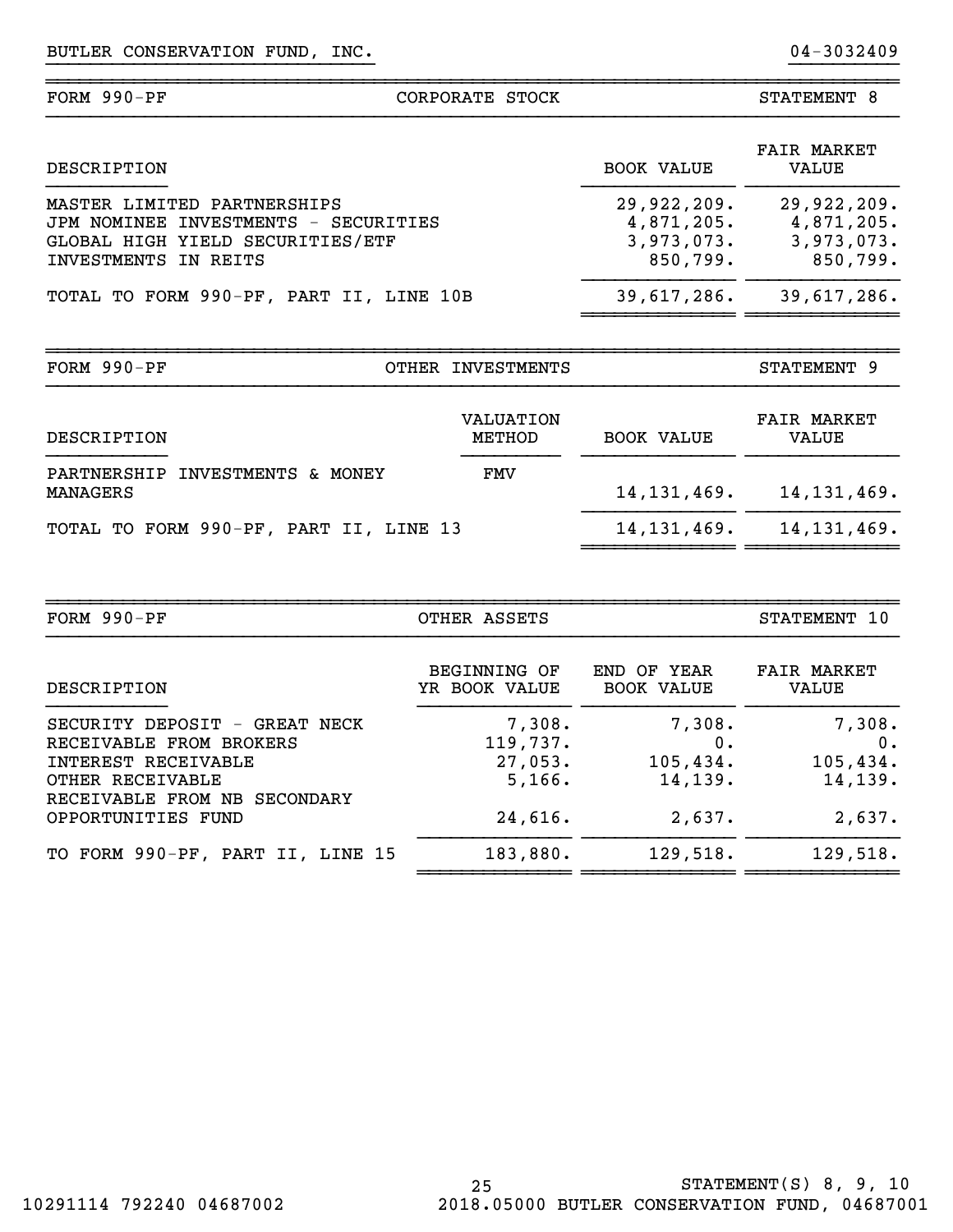BUTLER CONSERVATION FUND, INC. 04-3032409

| FORM 990-PF | CORPORATE STOCK | STATEMENT 8 |
|---|---|---|

| DESCRIPTION | BOOK VALUE | FAIR MARKET VALUE |
|---|---|---|
| MASTER LIMITED PARTNERSHIPS | 29,922,209. | 29,922,209. |
| JPM NOMINEE INVESTMENTS - SECURITIES | 4,871,205. | 4,871,205. |
| GLOBAL HIGH YIELD SECURITIES/ETF | 3,973,073. | 3,973,073. |
| INVESTMENTS IN REITS | 850,799. | 850,799. |
| TOTAL TO FORM 990-PF, PART II, LINE 10B | 39,617,286. | 39,617,286. |

| FORM 990-PF | OTHER INVESTMENTS | STATEMENT 9 |
|---|---|---|

| DESCRIPTION | VALUATION METHOD | BOOK VALUE | FAIR MARKET VALUE |
|---|---|---|---|
| PARTNERSHIP INVESTMENTS & MONEY MANAGERS | FMV | 14,131,469. | 14,131,469. |
| TOTAL TO FORM 990-PF, PART II, LINE 13 | | 14,131,469. | 14,131,469. |

| FORM 990-PF | OTHER ASSETS | STATEMENT 10 |
|---|---|---|

| DESCRIPTION | BEGINNING OF YR BOOK VALUE | END OF YEAR BOOK VALUE | FAIR MARKET VALUE |
|---|---|---|---|
| SECURITY DEPOSIT - GREAT NECK | 7,308. | 7,308. | 7,308. |
| RECEIVABLE FROM BROKERS | 119,737. | 0. | 0. |
| INTEREST RECEIVABLE | 27,053. | 105,434. | 105,434. |
| OTHER RECEIVABLE | 5,166. | 14,139. | 14,139. |
| RECEIVABLE FROM NB SECONDARY OPPORTUNITIES FUND | 24,616. | 2,637. | 2,637. |
| TO FORM 990-PF, PART II, LINE 15 | 183,880. | 129,518. | 129,518. |

STATEMENT(S) 8, 9, 10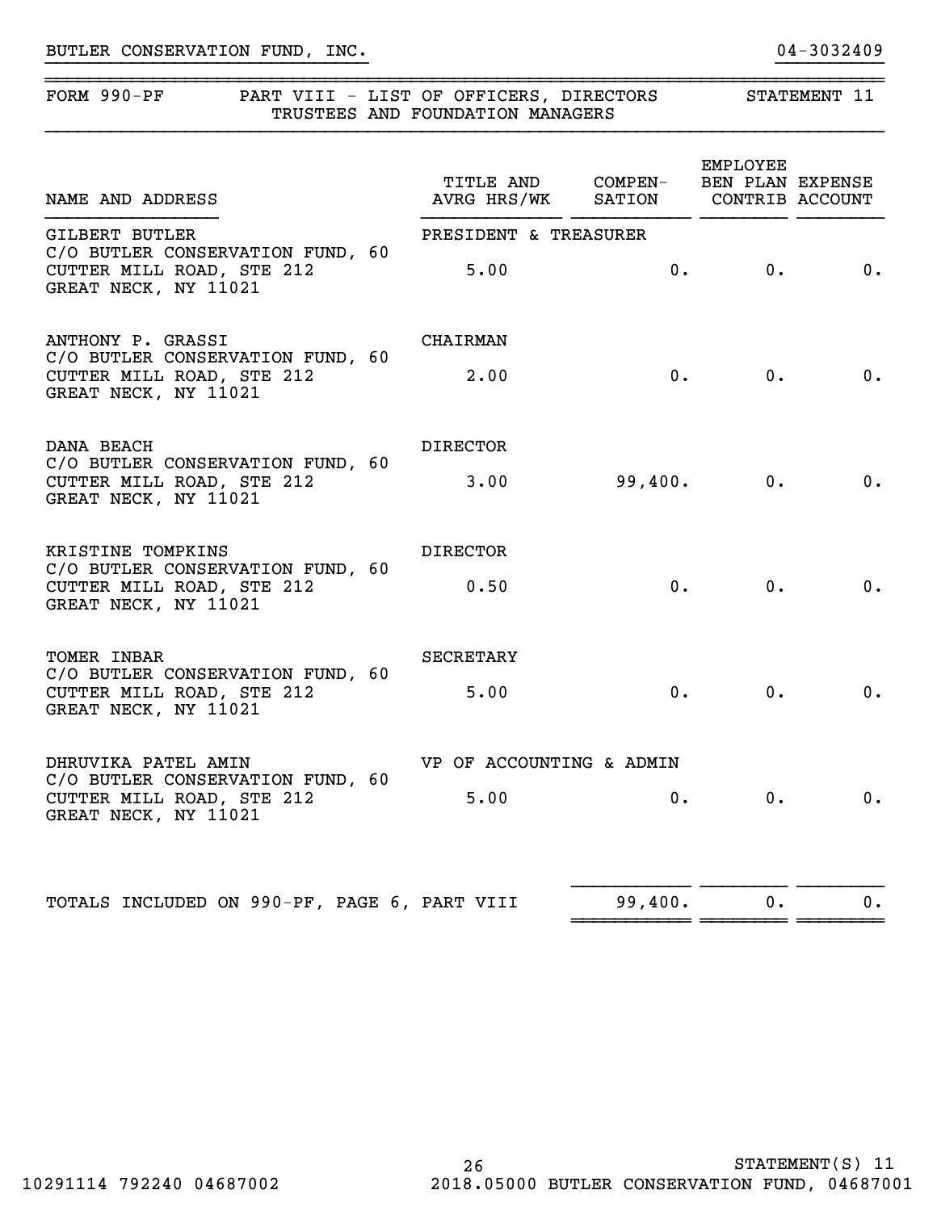BUTLER CONSERVATION FUND, INC. 04-3032409

FORM 990-PF PART VIII - LIST OF OFFICERS, DIRECTORS TRUSTEES AND FOUNDATION MANAGERS STATEMENT 11

| NAME AND ADDRESS | TITLE AND AVRG HRS/WK | COMPEN-SATION | EMPLOYEE BEN PLAN CONTRIB | EXPENSE ACCOUNT |
|---|---|---|---|---|
| GILBERT BUTLER<br>C/O BUTLER CONSERVATION FUND, 60 CUTTER MILL ROAD, STE 212<br>GREAT NECK, NY 11021 | PRESIDENT & TREASURER<br>5.00 | 0. | 0. | 0. |
| ANTHONY P. GRASSI<br>C/O BUTLER CONSERVATION FUND, 60 CUTTER MILL ROAD, STE 212<br>GREAT NECK, NY 11021 | CHAIRMAN<br>2.00 | 0. | 0. | 0. |
| DANA BEACH<br>C/O BUTLER CONSERVATION FUND, 60 CUTTER MILL ROAD, STE 212<br>GREAT NECK, NY 11021 | DIRECTOR<br>3.00 | 99,400. | 0. | 0. |
| KRISTINE TOMPKINS<br>C/O BUTLER CONSERVATION FUND, 60 CUTTER MILL ROAD, STE 212<br>GREAT NECK, NY 11021 | DIRECTOR<br>0.50 | 0. | 0. | 0. |
| TOMER INBAR<br>C/O BUTLER CONSERVATION FUND, 60 CUTTER MILL ROAD, STE 212<br>GREAT NECK, NY 11021 | SECRETARY<br>5.00 | 0. | 0. | 0. |
| DHRUVIKA PATEL AMIN<br>C/O BUTLER CONSERVATION FUND, 60 CUTTER MILL ROAD, STE 212<br>GREAT NECK, NY 11021 | VP OF ACCOUNTING & ADMIN<br>5.00 | 0. | 0. | 0. |
| TOTALS INCLUDED ON 990-PF, PAGE 6, PART VIII | | 99,400. | 0. | 0. |

STATEMENT(S) 11

10291114 792240 04687002 2018.05000 BUTLER CONSERVATION FUND, 04687001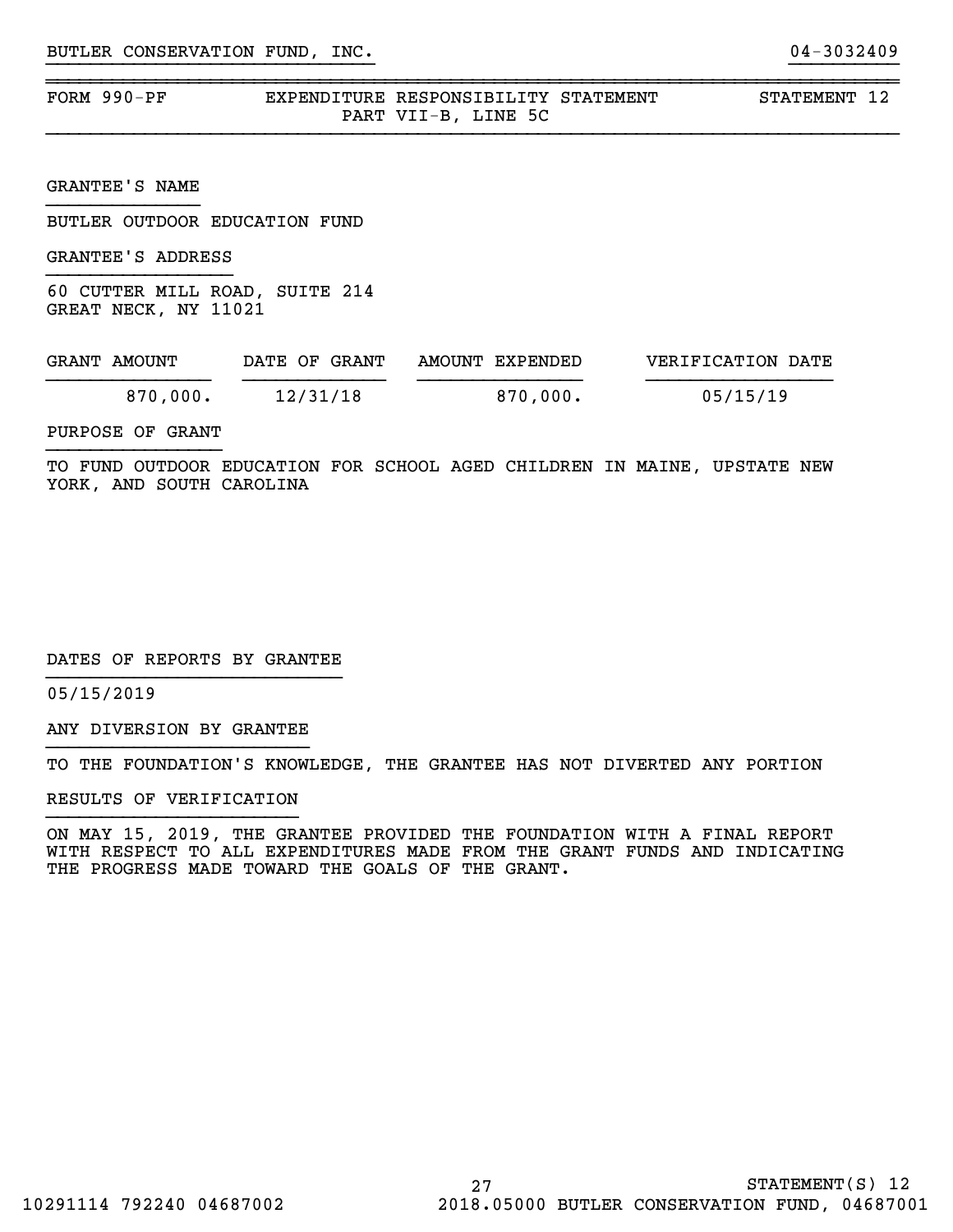BUTLER CONSERVATION FUND, INC. 04-3032409

FORM 990-PF EXPENDITURE RESPONSIBILITY STATEMENT STATEMENT 12
PART VII-B, LINE 5C

GRANTEE'S NAME

BUTLER OUTDOOR EDUCATION FUND

GRANTEE'S ADDRESS

60 CUTTER MILL ROAD, SUITE 214
GREAT NECK, NY 11021

| GRANT AMOUNT | DATE OF GRANT | AMOUNT EXPENDED | VERIFICATION DATE |
|---|---|---|---|
| 870,000. | 12/31/18 | 870,000. | 05/15/19 |

PURPOSE OF GRANT

TO FUND OUTDOOR EDUCATION FOR SCHOOL AGED CHILDREN IN MAINE, UPSTATE NEW YORK, AND SOUTH CAROLINA

DATES OF REPORTS BY GRANTEE

05/15/2019

ANY DIVERSION BY GRANTEE

TO THE FOUNDATION'S KNOWLEDGE, THE GRANTEE HAS NOT DIVERTED ANY PORTION

RESULTS OF VERIFICATION

ON MAY 15, 2019, THE GRANTEE PROVIDED THE FOUNDATION WITH A FINAL REPORT WITH RESPECT TO ALL EXPENDITURES MADE FROM THE GRANT FUNDS AND INDICATING THE PROGRESS MADE TOWARD THE GOALS OF THE GRANT.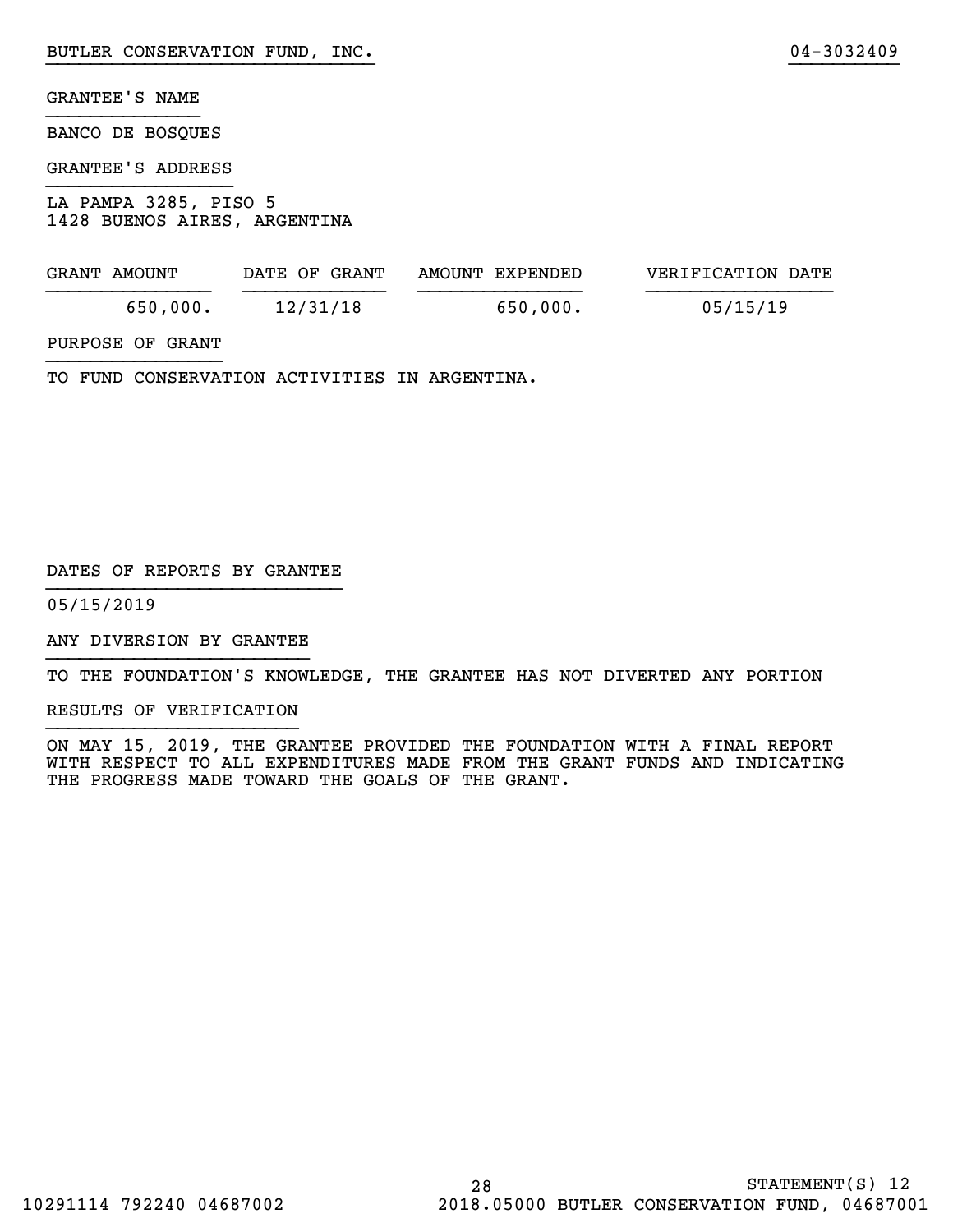BUTLER CONSERVATION FUND, INC. 04-3032409

GRANTEE'S NAME

BANCO DE BOSQUES

GRANTEE'S ADDRESS

LA PAMPA 3285, PISO 5
1428 BUENOS AIRES, ARGENTINA

| GRANT AMOUNT | DATE OF GRANT | AMOUNT EXPENDED | VERIFICATION DATE |
|---|---|---|---|
| 650,000. | 12/31/18 | 650,000. | 05/15/19 |

PURPOSE OF GRANT

TO FUND CONSERVATION ACTIVITIES IN ARGENTINA.

DATES OF REPORTS BY GRANTEE

05/15/2019

ANY DIVERSION BY GRANTEE

TO THE FOUNDATION'S KNOWLEDGE, THE GRANTEE HAS NOT DIVERTED ANY PORTION

RESULTS OF VERIFICATION

ON MAY 15, 2019, THE GRANTEE PROVIDED THE FOUNDATION WITH A FINAL REPORT WITH RESPECT TO ALL EXPENDITURES MADE FROM THE GRANT FUNDS AND INDICATING THE PROGRESS MADE TOWARD THE GOALS OF THE GRANT.

STATEMENT(S) 12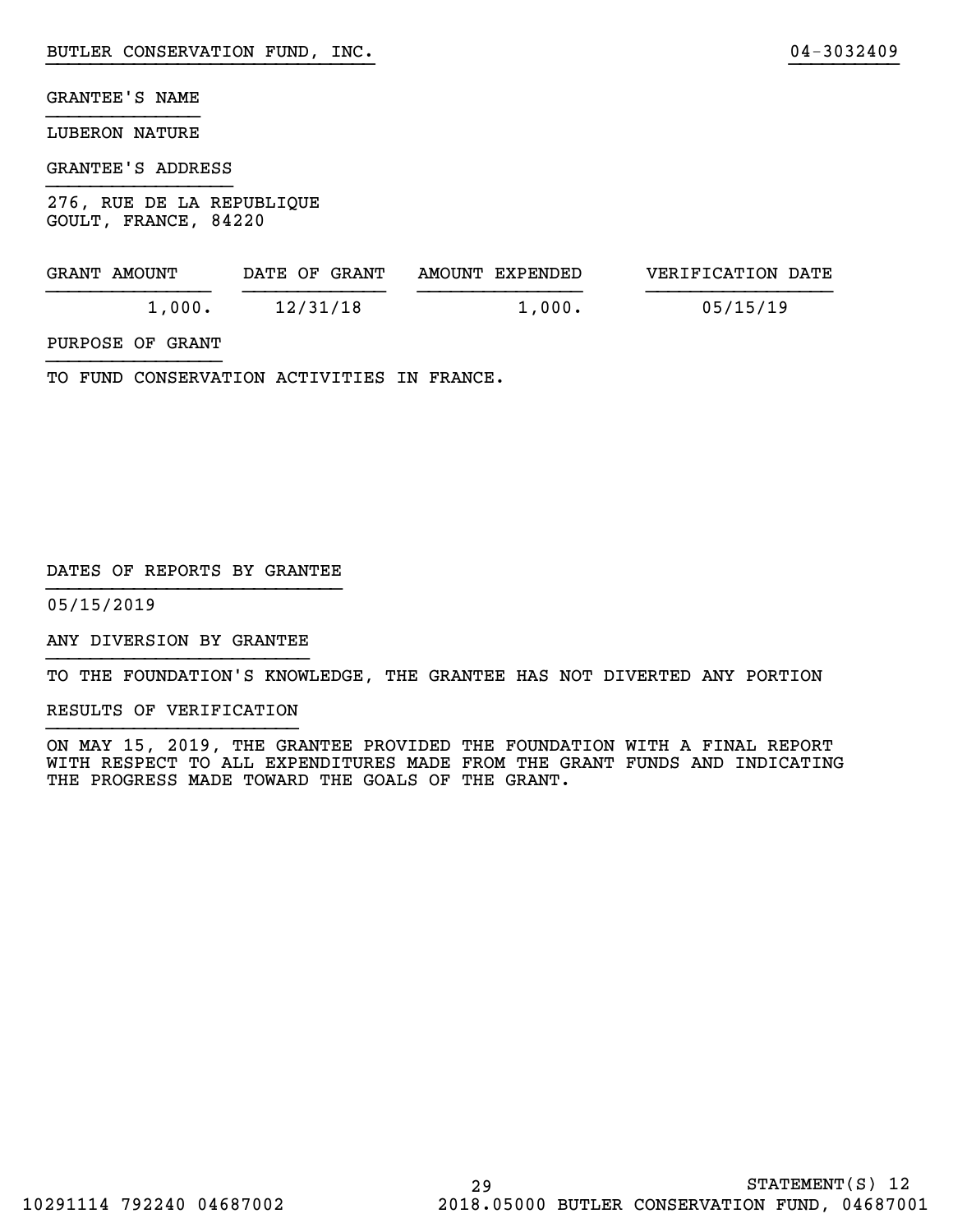BUTLER CONSERVATION FUND, INC. 04-3032409

GRANTEE'S NAME

LUBERON NATURE

GRANTEE'S ADDRESS

276, RUE DE LA REPUBLIQUE
GOULT, FRANCE, 84220

| GRANT AMOUNT | DATE OF GRANT | AMOUNT EXPENDED | VERIFICATION DATE |
|---|---|---|---|
| 1,000. | 12/31/18 | 1,000. | 05/15/19 |

PURPOSE OF GRANT

TO FUND CONSERVATION ACTIVITIES IN FRANCE.

DATES OF REPORTS BY GRANTEE

05/15/2019

ANY DIVERSION BY GRANTEE

TO THE FOUNDATION'S KNOWLEDGE, THE GRANTEE HAS NOT DIVERTED ANY PORTION

RESULTS OF VERIFICATION

ON MAY 15, 2019, THE GRANTEE PROVIDED THE FOUNDATION WITH A FINAL REPORT WITH RESPECT TO ALL EXPENDITURES MADE FROM THE GRANT FUNDS AND INDICATING THE PROGRESS MADE TOWARD THE GOALS OF THE GRANT.

STATEMENT(S) 12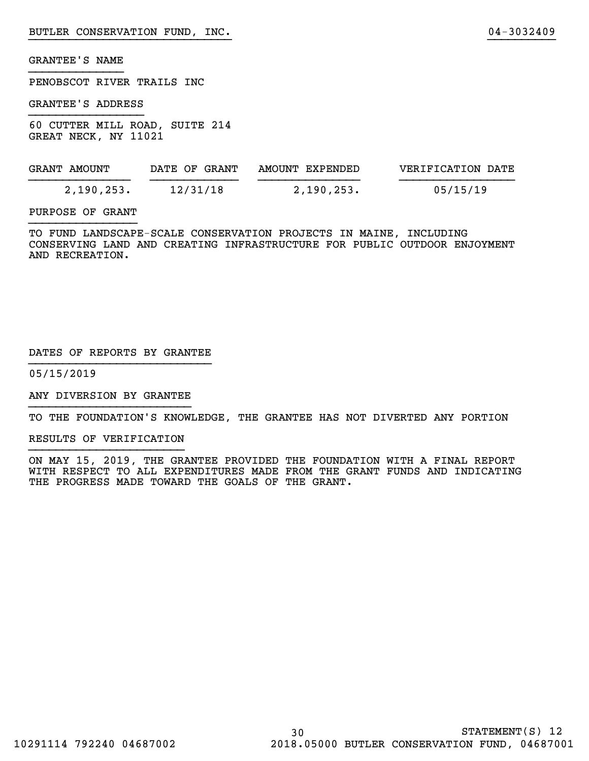BUTLER CONSERVATION FUND, INC. 04-3032409

GRANTEE'S NAME

PENOBSCOT RIVER TRAILS INC

GRANTEE'S ADDRESS

60 CUTTER MILL ROAD, SUITE 214
GREAT NECK, NY 11021

| GRANT AMOUNT | DATE OF GRANT | AMOUNT EXPENDED | VERIFICATION DATE |
|---|---|---|---|
| 2,190,253. | 12/31/18 | 2,190,253. | 05/15/19 |

PURPOSE OF GRANT

TO FUND LANDSCAPE-SCALE CONSERVATION PROJECTS IN MAINE, INCLUDING CONSERVING LAND AND CREATING INFRASTRUCTURE FOR PUBLIC OUTDOOR ENJOYMENT AND RECREATION.

DATES OF REPORTS BY GRANTEE

05/15/2019

ANY DIVERSION BY GRANTEE

TO THE FOUNDATION'S KNOWLEDGE, THE GRANTEE HAS NOT DIVERTED ANY PORTION

RESULTS OF VERIFICATION

ON MAY 15, 2019, THE GRANTEE PROVIDED THE FOUNDATION WITH A FINAL REPORT WITH RESPECT TO ALL EXPENDITURES MADE FROM THE GRANT FUNDS AND INDICATING THE PROGRESS MADE TOWARD THE GOALS OF THE GRANT.

STATEMENT(S) 12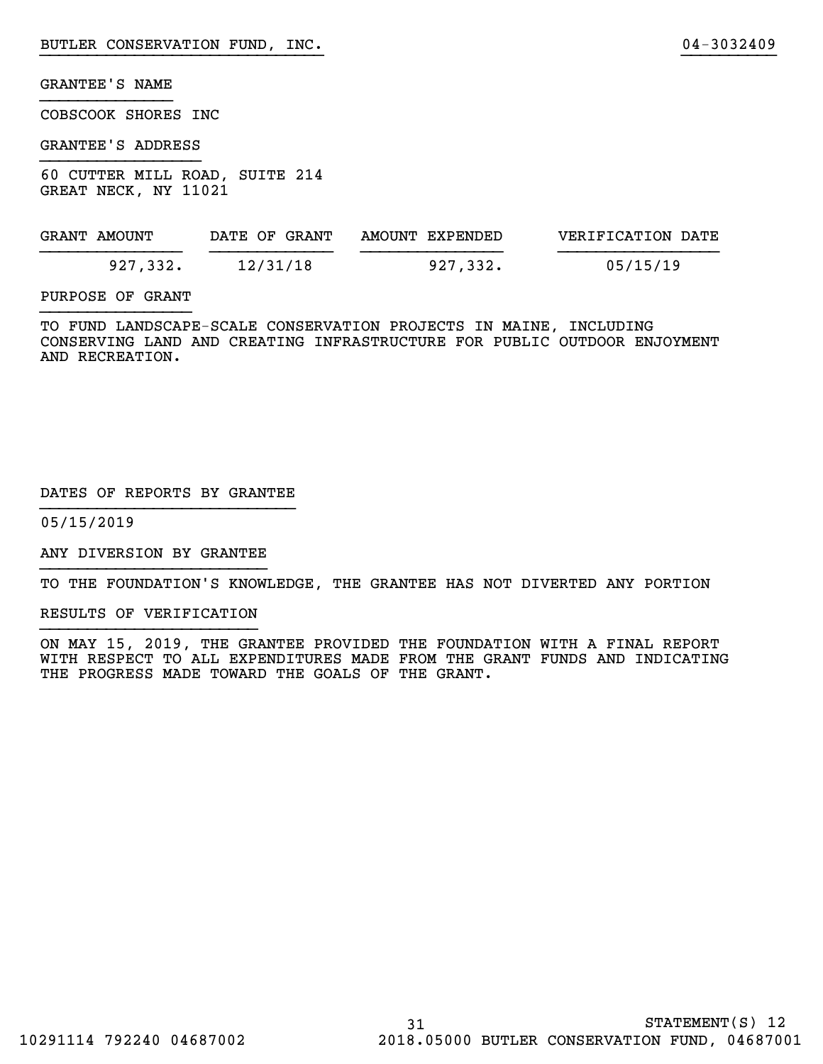BUTLER CONSERVATION FUND, INC. 04-3032409

GRANTEE'S NAME

COBSCOOK SHORES INC

GRANTEE'S ADDRESS

60 CUTTER MILL ROAD, SUITE 214
GREAT NECK, NY 11021

| GRANT AMOUNT | DATE OF GRANT | AMOUNT EXPENDED | VERIFICATION DATE |
|---|---|---|---|
| 927,332. | 12/31/18 | 927,332. | 05/15/19 |

PURPOSE OF GRANT

TO FUND LANDSCAPE-SCALE CONSERVATION PROJECTS IN MAINE, INCLUDING CONSERVING LAND AND CREATING INFRASTRUCTURE FOR PUBLIC OUTDOOR ENJOYMENT AND RECREATION.

DATES OF REPORTS BY GRANTEE

05/15/2019

ANY DIVERSION BY GRANTEE

TO THE FOUNDATION'S KNOWLEDGE, THE GRANTEE HAS NOT DIVERTED ANY PORTION

RESULTS OF VERIFICATION

ON MAY 15, 2019, THE GRANTEE PROVIDED THE FOUNDATION WITH A FINAL REPORT WITH RESPECT TO ALL EXPENDITURES MADE FROM THE GRANT FUNDS AND INDICATING THE PROGRESS MADE TOWARD THE GOALS OF THE GRANT.

STATEMENT(S) 12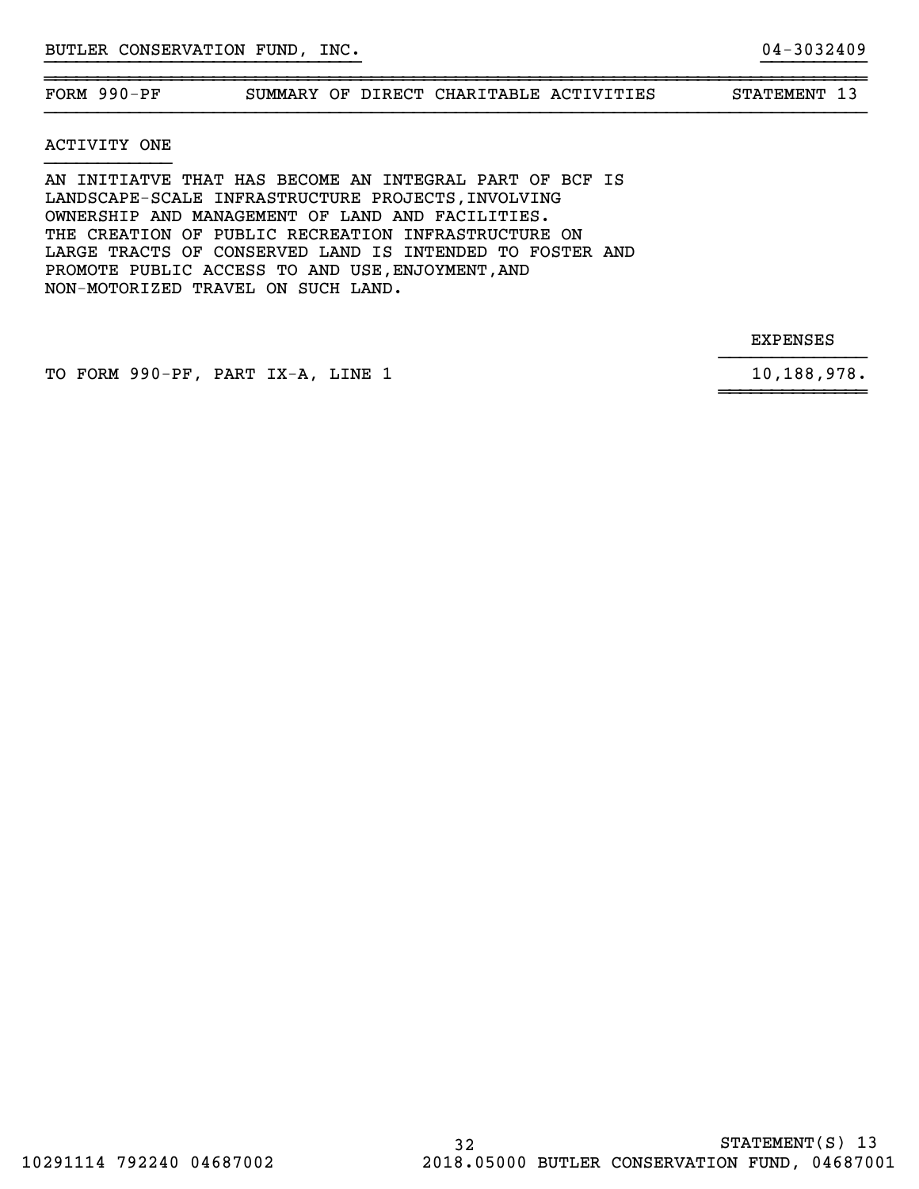BUTLER CONSERVATION FUND, INC. 04-3032409

| FORM 990-PF | SUMMARY OF DIRECT CHARITABLE ACTIVITIES | STATEMENT 13 |
|---|---|---|

ACTIVITY ONE

AN INITIATVE THAT HAS BECOME AN INTEGRAL PART OF BCF IS LANDSCAPE-SCALE INFRASTRUCTURE PROJECTS,INVOLVING OWNERSHIP AND MANAGEMENT OF LAND AND FACILITIES. THE CREATION OF PUBLIC RECREATION INFRASTRUCTURE ON LARGE TRACTS OF CONSERVED LAND IS INTENDED TO FOSTER AND PROMOTE PUBLIC ACCESS TO AND USE,ENJOYMENT,AND NON-MOTORIZED TRAVEL ON SUCH LAND.

| | EXPENSES |
|---|---|
| TO FORM 990-PF, PART IX-A, LINE 1 | 10,188,978. |

STATEMENT(S) 13

10291114 792240 04687002 2018.05000 BUTLER CONSERVATION FUND, 04687001